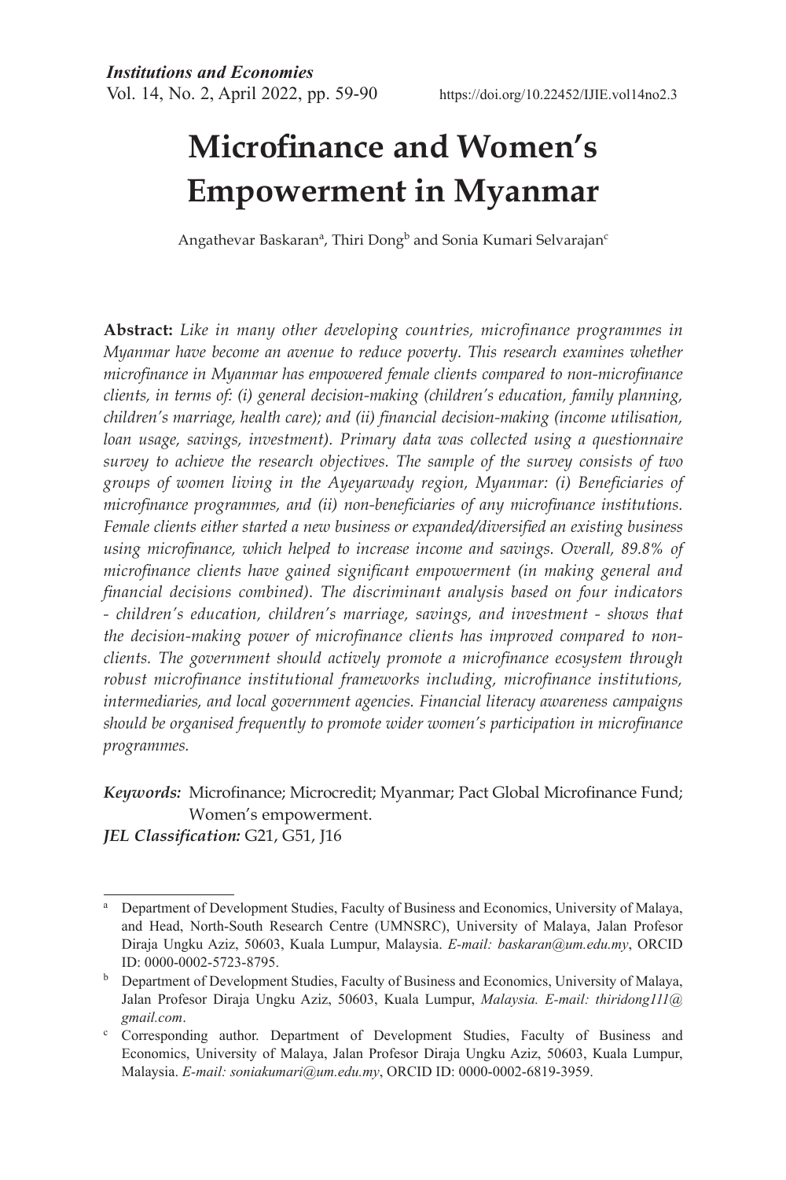# Microfinance and Women's Empowerment in Myanmar

Angathevar Baskaran[a], Thiri Dong[b] and Sonia Kumari Selvarajan[c]

**Abstract:** *Like in many other developing countries, microfinance programmes in Myanmar have become an avenue to reduce poverty. This research examines whether microfinance in Myanmar has empowered female clients compared to non-microfinance clients, in terms of: (i) general decision-making (children's education, family planning, children's marriage, health care); and (ii) financial decision-making (income utilisation, loan usage, savings, investment). Primary data was collected using a questionnaire survey to achieve the research objectives. The sample of the survey consists of two groups of women living in the Ayeyarwady region, Myanmar: (i) Beneficiaries of microfinance programmes, and (ii) non-beneficiaries of any microfinance institutions. Female clients either started a new business or expanded/diversified an existing business using microfinance, which helped to increase income and savings. Overall, 89.8% of microfinance clients have gained significant empowerment (in making general and financial decisions combined). The discriminant analysis based on four indicators - children's education, children's marriage, savings, and investment - shows that the decision-making power of microfinance clients has improved compared to non-clients. The government should actively promote a microfinance ecosystem through robust microfinance institutional frameworks including, microfinance institutions, intermediaries, and local government agencies. Financial literacy awareness campaigns should be organised frequently to promote wider women's participation in microfinance programmes.*

***Keywords:*** Microfinance; Microcredit; Myanmar; Pact Global Microfinance Fund; Women's empowerment.

***JEL Classification:*** G21, G51, J16

---

[a] Department of Development Studies, Faculty of Business and Economics, University of Malaya, and Head, North-South Research Centre (UMNSRC), University of Malaya, Jalan Profesor Diraja Ungku Aziz, 50603, Kuala Lumpur, Malaysia. *E-mail: baskaran@um.edu.my*, ORCID ID: 0000-0002-5723-8795.

[b] Department of Development Studies, Faculty of Business and Economics, University of Malaya, Jalan Profesor Diraja Ungku Aziz, 50603, Kuala Lumpur, *Malaysia. E-mail: thiridong111@gmail.com*.

[c] Corresponding author. Department of Development Studies, Faculty of Business and Economics, University of Malaya, Jalan Profesor Diraja Ungku Aziz, 50603, Kuala Lumpur, Malaysia. *E-mail: soniakumari@um.edu.my*, ORCID ID: 0000-0002-6819-3959.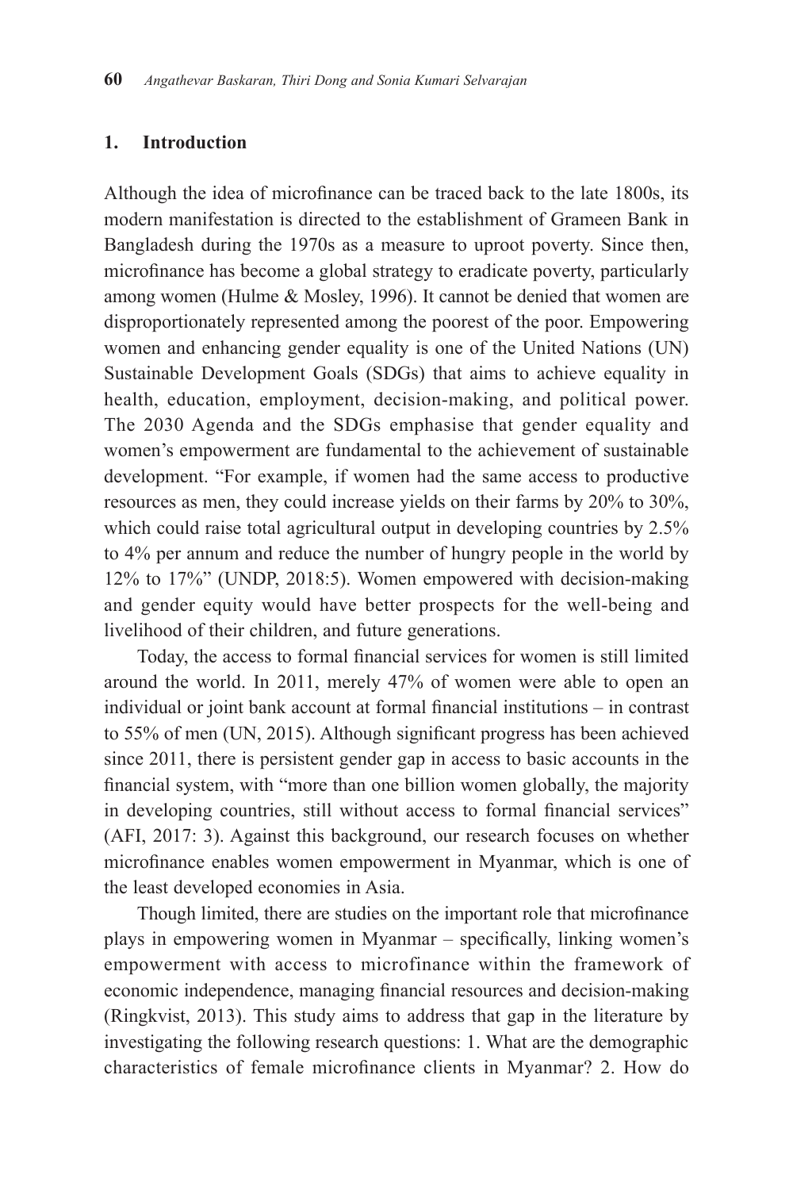## 1. Introduction

Although the idea of microfinance can be traced back to the late 1800s, its modern manifestation is directed to the establishment of Grameen Bank in Bangladesh during the 1970s as a measure to uproot poverty. Since then, microfinance has become a global strategy to eradicate poverty, particularly among women (Hulme & Mosley, 1996). It cannot be denied that women are disproportionately represented among the poorest of the poor. Empowering women and enhancing gender equality is one of the United Nations (UN) Sustainable Development Goals (SDGs) that aims to achieve equality in health, education, employment, decision-making, and political power. The 2030 Agenda and the SDGs emphasise that gender equality and women's empowerment are fundamental to the achievement of sustainable development. "For example, if women had the same access to productive resources as men, they could increase yields on their farms by 20% to 30%, which could raise total agricultural output in developing countries by 2.5% to 4% per annum and reduce the number of hungry people in the world by 12% to 17%" (UNDP, 2018:5). Women empowered with decision-making and gender equity would have better prospects for the well-being and livelihood of their children, and future generations.

Today, the access to formal financial services for women is still limited around the world. In 2011, merely 47% of women were able to open an individual or joint bank account at formal financial institutions – in contrast to 55% of men (UN, 2015). Although significant progress has been achieved since 2011, there is persistent gender gap in access to basic accounts in the financial system, with "more than one billion women globally, the majority in developing countries, still without access to formal financial services" (AFI, 2017: 3). Against this background, our research focuses on whether microfinance enables women empowerment in Myanmar, which is one of the least developed economies in Asia.

Though limited, there are studies on the important role that microfinance plays in empowering women in Myanmar – specifically, linking women's empowerment with access to microfinance within the framework of economic independence, managing financial resources and decision-making (Ringkvist, 2013). This study aims to address that gap in the literature by investigating the following research questions: 1. What are the demographic characteristics of female microfinance clients in Myanmar? 2. How do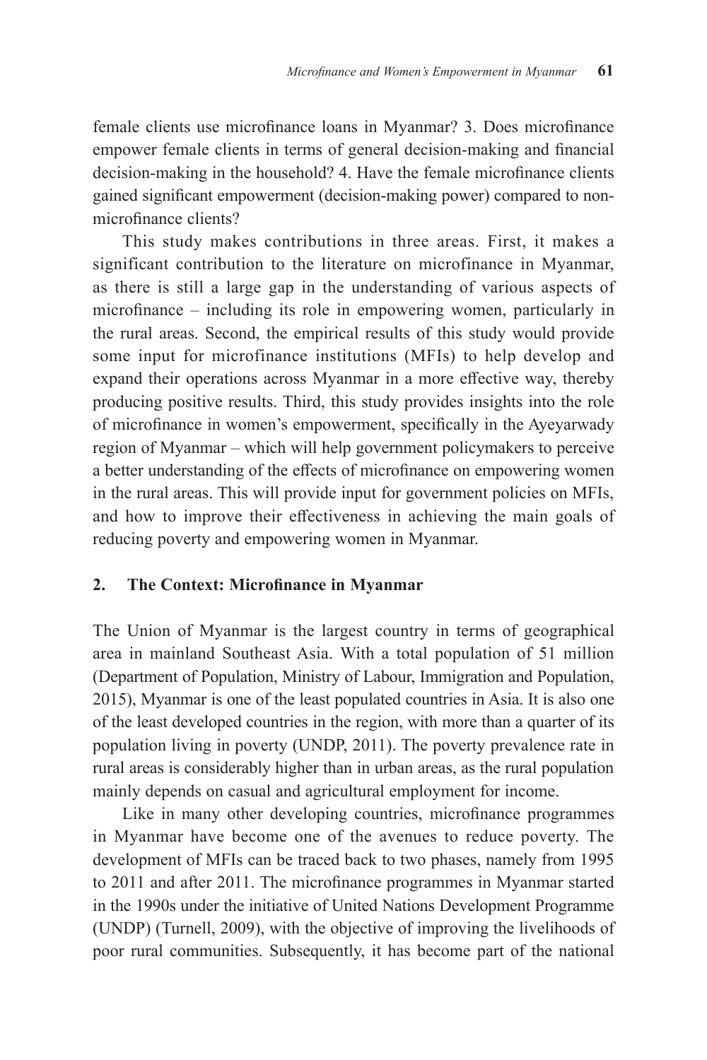female clients use microfinance loans in Myanmar? 3. Does microfinance empower female clients in terms of general decision-making and financial decision-making in the household? 4. Have the female microfinance clients gained significant empowerment (decision-making power) compared to non-microfinance clients?

This study makes contributions in three areas. First, it makes a significant contribution to the literature on microfinance in Myanmar, as there is still a large gap in the understanding of various aspects of microfinance – including its role in empowering women, particularly in the rural areas. Second, the empirical results of this study would provide some input for microfinance institutions (MFIs) to help develop and expand their operations across Myanmar in a more effective way, thereby producing positive results. Third, this study provides insights into the role of microfinance in women's empowerment, specifically in the Ayeyarwady region of Myanmar – which will help government policymakers to perceive a better understanding of the effects of microfinance on empowering women in the rural areas. This will provide input for government policies on MFIs, and how to improve their effectiveness in achieving the main goals of reducing poverty and empowering women in Myanmar.

## 2. The Context: Microfinance in Myanmar

The Union of Myanmar is the largest country in terms of geographical area in mainland Southeast Asia. With a total population of 51 million (Department of Population, Ministry of Labour, Immigration and Population, 2015), Myanmar is one of the least populated countries in Asia. It is also one of the least developed countries in the region, with more than a quarter of its population living in poverty (UNDP, 2011). The poverty prevalence rate in rural areas is considerably higher than in urban areas, as the rural population mainly depends on casual and agricultural employment for income.

Like in many other developing countries, microfinance programmes in Myanmar have become one of the avenues to reduce poverty. The development of MFIs can be traced back to two phases, namely from 1995 to 2011 and after 2011. The microfinance programmes in Myanmar started in the 1990s under the initiative of United Nations Development Programme (UNDP) (Turnell, 2009), with the objective of improving the livelihoods of poor rural communities. Subsequently, it has become part of the national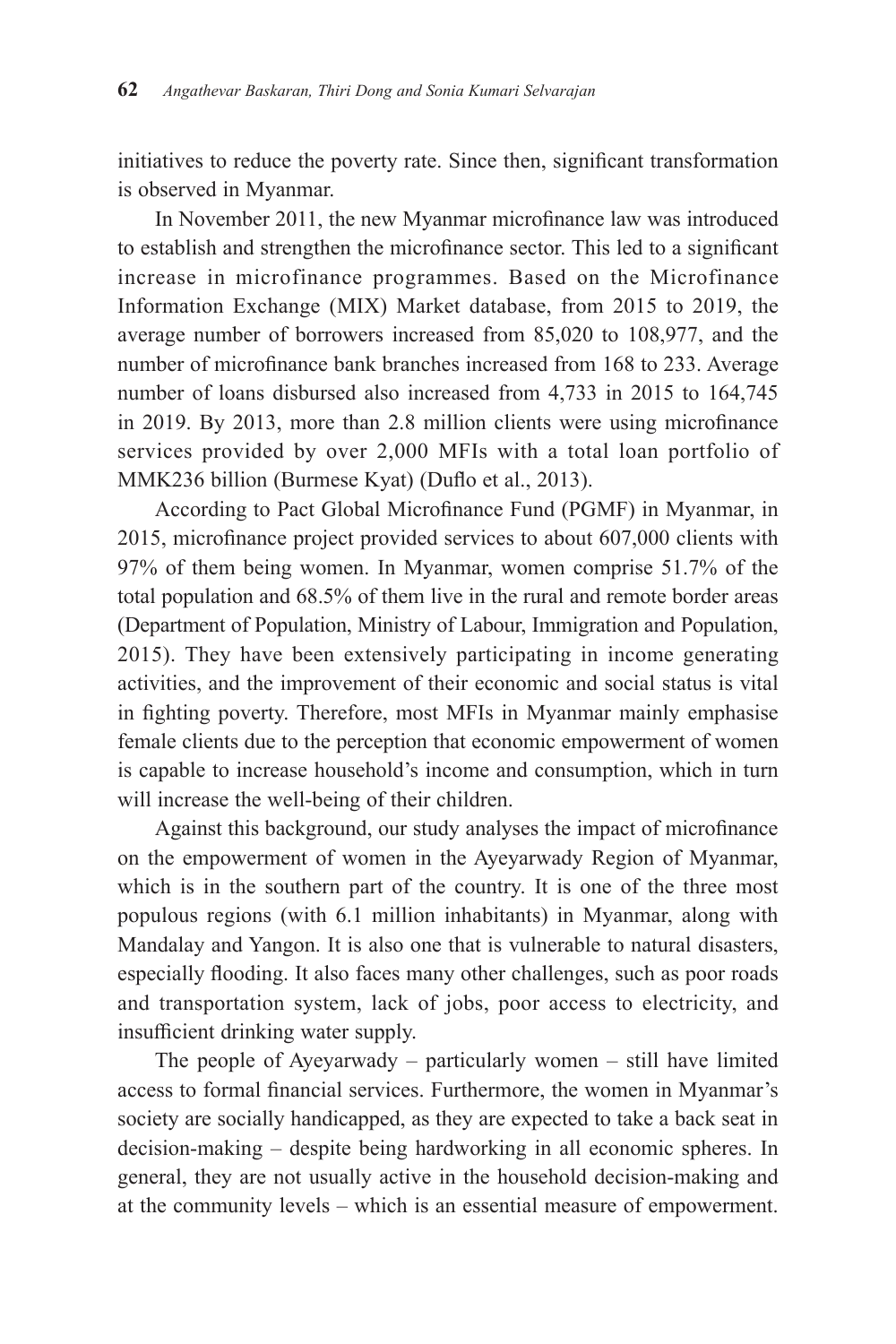initiatives to reduce the poverty rate. Since then, significant transformation is observed in Myanmar.

In November 2011, the new Myanmar microfinance law was introduced to establish and strengthen the microfinance sector. This led to a significant increase in microfinance programmes. Based on the Microfinance Information Exchange (MIX) Market database, from 2015 to 2019, the average number of borrowers increased from 85,020 to 108,977, and the number of microfinance bank branches increased from 168 to 233. Average number of loans disbursed also increased from 4,733 in 2015 to 164,745 in 2019. By 2013, more than 2.8 million clients were using microfinance services provided by over 2,000 MFIs with a total loan portfolio of MMK236 billion (Burmese Kyat) (Duflo et al., 2013).

According to Pact Global Microfinance Fund (PGMF) in Myanmar, in 2015, microfinance project provided services to about 607,000 clients with 97% of them being women. In Myanmar, women comprise 51.7% of the total population and 68.5% of them live in the rural and remote border areas (Department of Population, Ministry of Labour, Immigration and Population, 2015). They have been extensively participating in income generating activities, and the improvement of their economic and social status is vital in fighting poverty. Therefore, most MFIs in Myanmar mainly emphasise female clients due to the perception that economic empowerment of women is capable to increase household's income and consumption, which in turn will increase the well-being of their children.

Against this background, our study analyses the impact of microfinance on the empowerment of women in the Ayeyarwady Region of Myanmar, which is in the southern part of the country. It is one of the three most populous regions (with 6.1 million inhabitants) in Myanmar, along with Mandalay and Yangon. It is also one that is vulnerable to natural disasters, especially flooding. It also faces many other challenges, such as poor roads and transportation system, lack of jobs, poor access to electricity, and insufficient drinking water supply.

The people of Ayeyarwady – particularly women – still have limited access to formal financial services. Furthermore, the women in Myanmar's society are socially handicapped, as they are expected to take a back seat in decision-making – despite being hardworking in all economic spheres. In general, they are not usually active in the household decision-making and at the community levels – which is an essential measure of empowerment.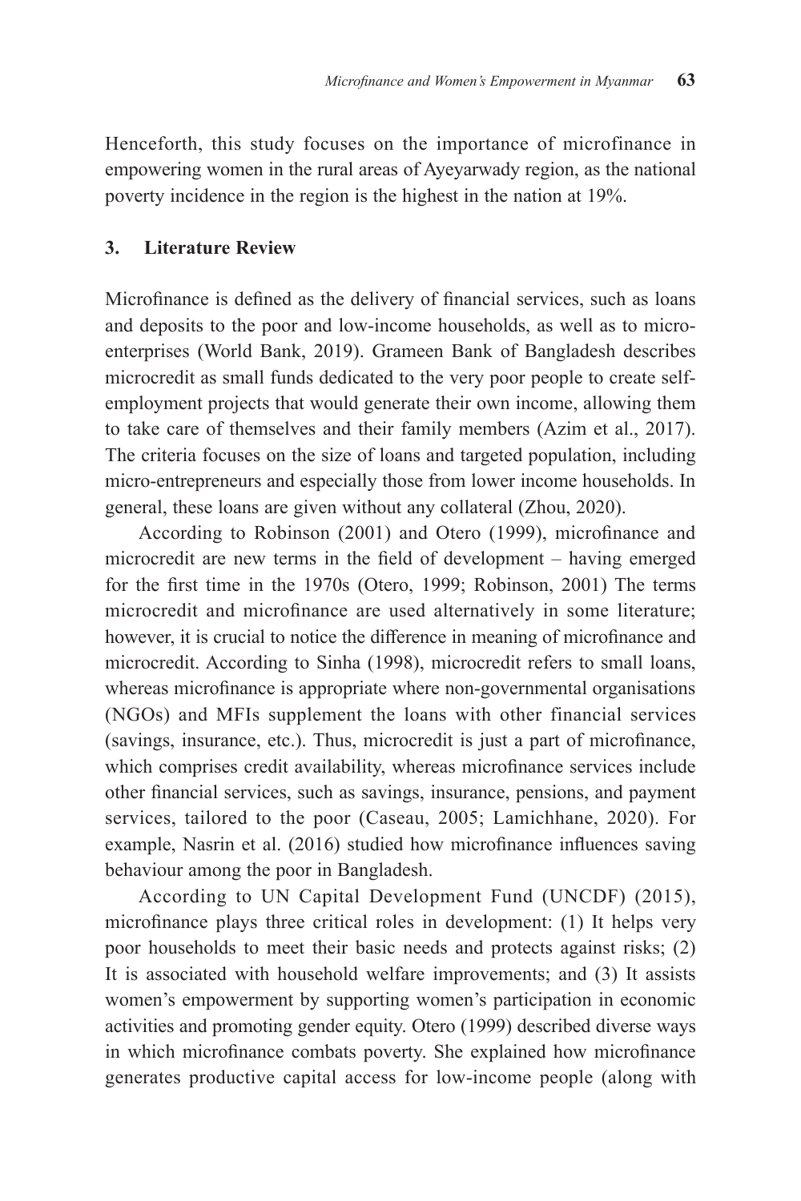Henceforth, this study focuses on the importance of microfinance in empowering women in the rural areas of Ayeyarwady region, as the national poverty incidence in the region is the highest in the nation at 19%.

## 3. Literature Review

Microfinance is defined as the delivery of financial services, such as loans and deposits to the poor and low-income households, as well as to micro-enterprises (World Bank, 2019). Grameen Bank of Bangladesh describes microcredit as small funds dedicated to the very poor people to create self-employment projects that would generate their own income, allowing them to take care of themselves and their family members (Azim et al., 2017). The criteria focuses on the size of loans and targeted population, including micro-entrepreneurs and especially those from lower income households. In general, these loans are given without any collateral (Zhou, 2020).

According to Robinson (2001) and Otero (1999), microfinance and microcredit are new terms in the field of development – having emerged for the first time in the 1970s (Otero, 1999; Robinson, 2001) The terms microcredit and microfinance are used alternatively in some literature; however, it is crucial to notice the difference in meaning of microfinance and microcredit. According to Sinha (1998), microcredit refers to small loans, whereas microfinance is appropriate where non-governmental organisations (NGOs) and MFIs supplement the loans with other financial services (savings, insurance, etc.). Thus, microcredit is just a part of microfinance, which comprises credit availability, whereas microfinance services include other financial services, such as savings, insurance, pensions, and payment services, tailored to the poor (Caseau, 2005; Lamichhane, 2020). For example, Nasrin et al. (2016) studied how microfinance influences saving behaviour among the poor in Bangladesh.

According to UN Capital Development Fund (UNCDF) (2015), microfinance plays three critical roles in development: (1) It helps very poor households to meet their basic needs and protects against risks; (2) It is associated with household welfare improvements; and (3) It assists women's empowerment by supporting women's participation in economic activities and promoting gender equity. Otero (1999) described diverse ways in which microfinance combats poverty. She explained how microfinance generates productive capital access for low-income people (along with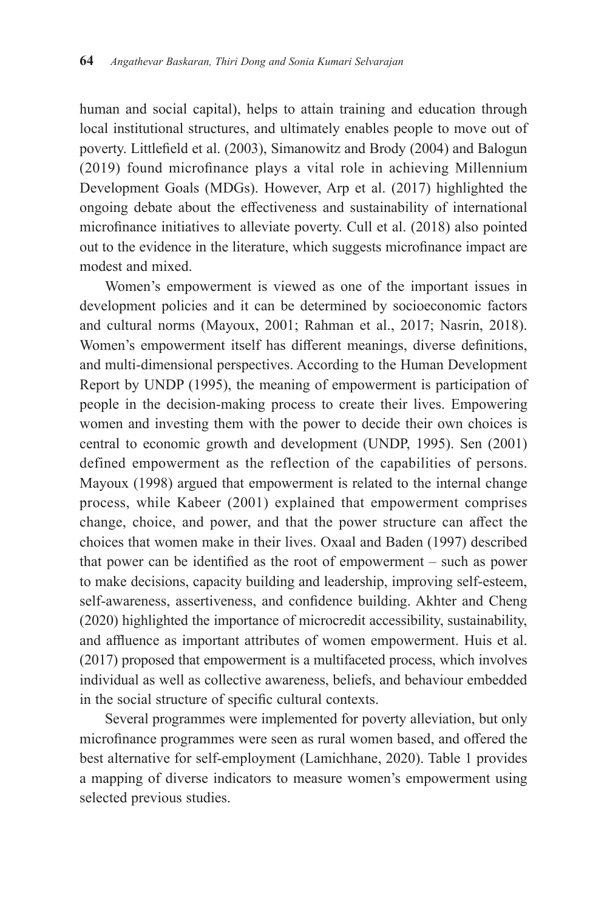human and social capital), helps to attain training and education through local institutional structures, and ultimately enables people to move out of poverty. Littlefield et al. (2003), Simanowitz and Brody (2004) and Balogun (2019) found microfinance plays a vital role in achieving Millennium Development Goals (MDGs). However, Arp et al. (2017) highlighted the ongoing debate about the effectiveness and sustainability of international microfinance initiatives to alleviate poverty. Cull et al. (2018) also pointed out to the evidence in the literature, which suggests microfinance impact are modest and mixed.

Women's empowerment is viewed as one of the important issues in development policies and it can be determined by socioeconomic factors and cultural norms (Mayoux, 2001; Rahman et al., 2017; Nasrin, 2018). Women's empowerment itself has different meanings, diverse definitions, and multi-dimensional perspectives. According to the Human Development Report by UNDP (1995), the meaning of empowerment is participation of people in the decision-making process to create their lives. Empowering women and investing them with the power to decide their own choices is central to economic growth and development (UNDP, 1995). Sen (2001) defined empowerment as the reflection of the capabilities of persons. Mayoux (1998) argued that empowerment is related to the internal change process, while Kabeer (2001) explained that empowerment comprises change, choice, and power, and that the power structure can affect the choices that women make in their lives. Oxaal and Baden (1997) described that power can be identified as the root of empowerment – such as power to make decisions, capacity building and leadership, improving self-esteem, self-awareness, assertiveness, and confidence building. Akhter and Cheng (2020) highlighted the importance of microcredit accessibility, sustainability, and affluence as important attributes of women empowerment. Huis et al. (2017) proposed that empowerment is a multifaceted process, which involves individual as well as collective awareness, beliefs, and behaviour embedded in the social structure of specific cultural contexts.

Several programmes were implemented for poverty alleviation, but only microfinance programmes were seen as rural women based, and offered the best alternative for self-employment (Lamichhane, 2020). Table 1 provides a mapping of diverse indicators to measure women's empowerment using selected previous studies.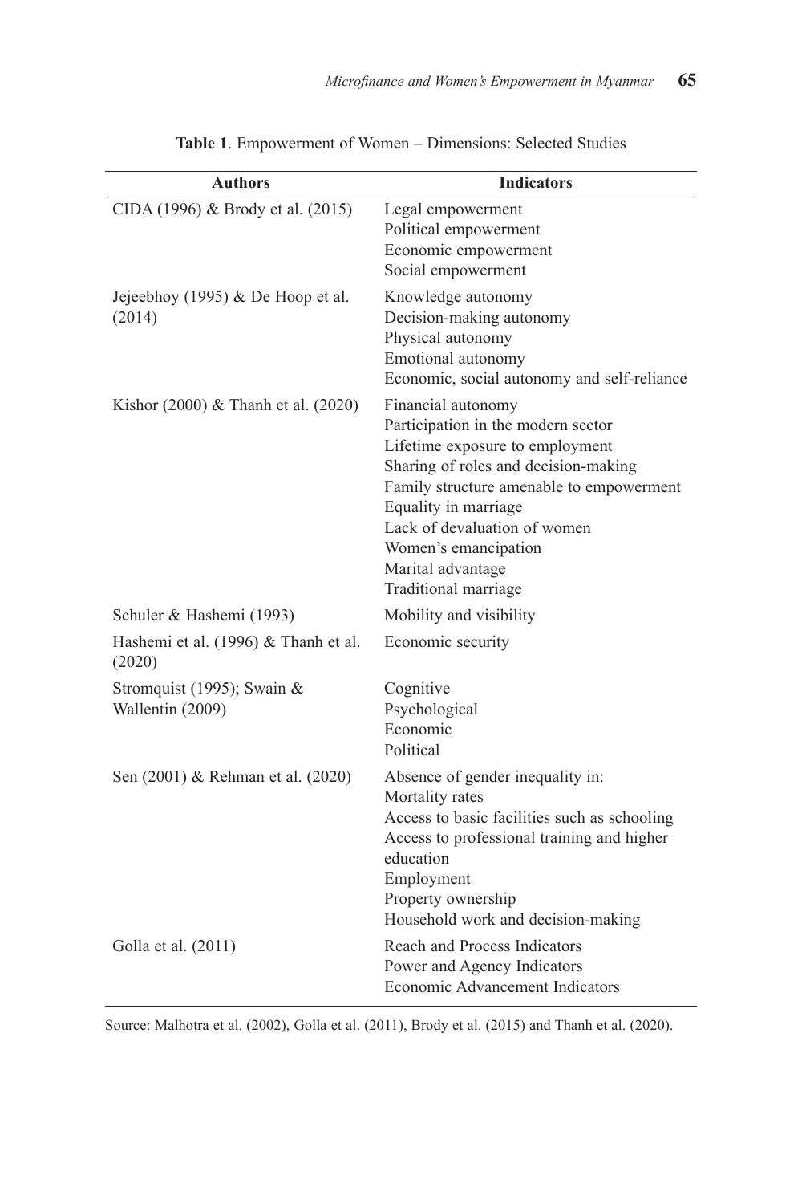**Table 1**. Empowerment of Women – Dimensions: Selected Studies

| Authors | Indicators |
|---|---|
| CIDA (1996) & Brody et al. (2015) | Legal empowerment<br>Political empowerment<br>Economic empowerment<br>Social empowerment |
| Jejeebhoy (1995) & De Hoop et al. (2014) | Knowledge autonomy<br>Decision-making autonomy<br>Physical autonomy<br>Emotional autonomy<br>Economic, social autonomy and self-reliance |
| Kishor (2000) & Thanh et al. (2020) | Financial autonomy<br>Participation in the modern sector<br>Lifetime exposure to employment<br>Sharing of roles and decision-making<br>Family structure amenable to empowerment<br>Equality in marriage<br>Lack of devaluation of women<br>Women's emancipation<br>Marital advantage<br>Traditional marriage |
| Schuler & Hashemi (1993) | Mobility and visibility |
| Hashemi et al. (1996) & Thanh et al. (2020) | Economic security |
| Stromquist (1995); Swain & Wallentin (2009) | Cognitive<br>Psychological<br>Economic<br>Political |
| Sen (2001) & Rehman et al. (2020) | Absence of gender inequality in:<br>Mortality rates<br>Access to basic facilities such as schooling<br>Access to professional training and higher education<br>Employment<br>Property ownership<br>Household work and decision-making |
| Golla et al. (2011) | Reach and Process Indicators<br>Power and Agency Indicators<br>Economic Advancement Indicators |

Source: Malhotra et al. (2002), Golla et al. (2011), Brody et al. (2015) and Thanh et al. (2020).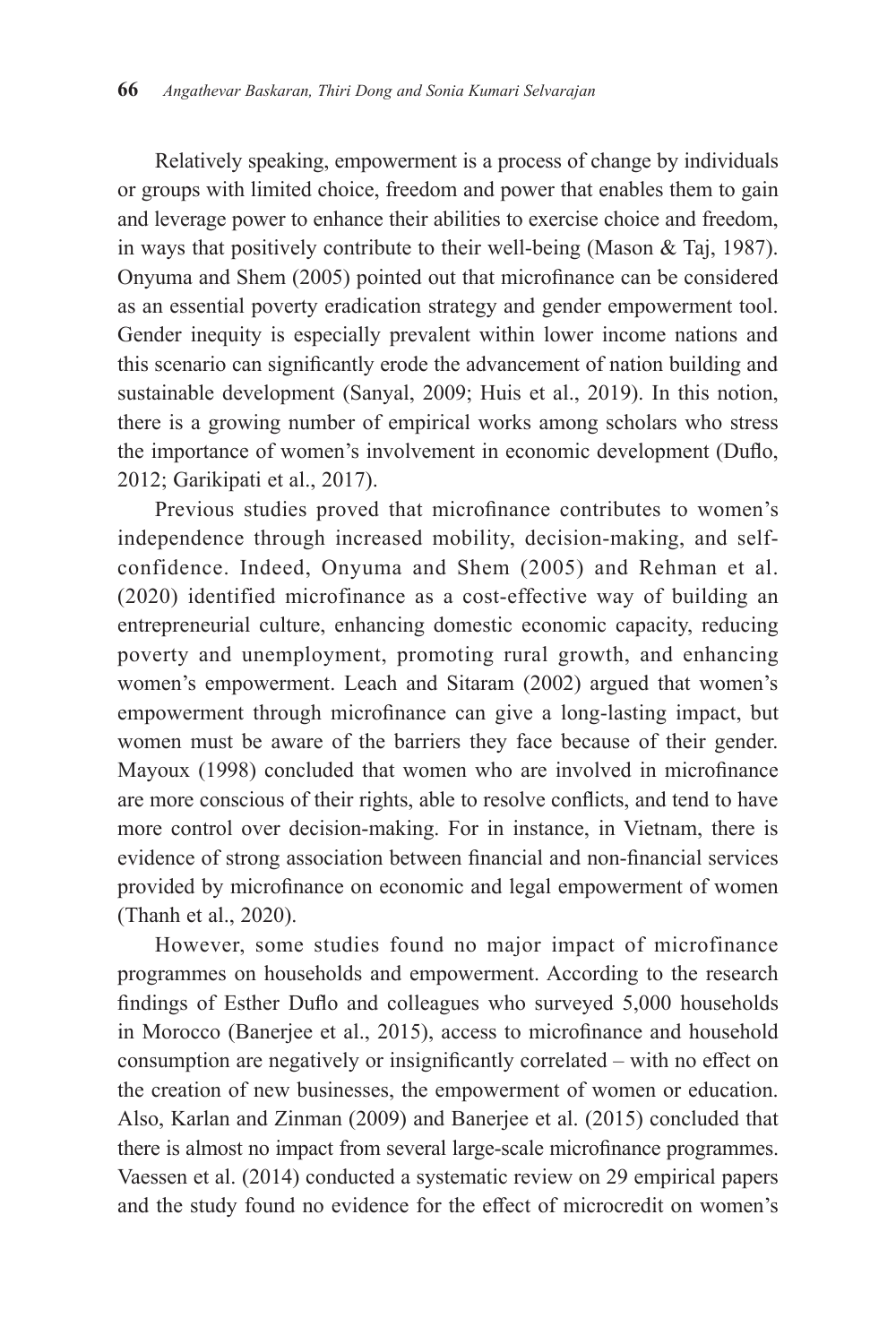Relatively speaking, empowerment is a process of change by individuals or groups with limited choice, freedom and power that enables them to gain and leverage power to enhance their abilities to exercise choice and freedom, in ways that positively contribute to their well-being (Mason & Taj, 1987). Onyuma and Shem (2005) pointed out that microfinance can be considered as an essential poverty eradication strategy and gender empowerment tool. Gender inequity is especially prevalent within lower income nations and this scenario can significantly erode the advancement of nation building and sustainable development (Sanyal, 2009; Huis et al., 2019). In this notion, there is a growing number of empirical works among scholars who stress the importance of women's involvement in economic development (Duflo, 2012; Garikipati et al., 2017).

Previous studies proved that microfinance contributes to women's independence through increased mobility, decision-making, and self-confidence. Indeed, Onyuma and Shem (2005) and Rehman et al. (2020) identified microfinance as a cost-effective way of building an entrepreneurial culture, enhancing domestic economic capacity, reducing poverty and unemployment, promoting rural growth, and enhancing women's empowerment. Leach and Sitaram (2002) argued that women's empowerment through microfinance can give a long-lasting impact, but women must be aware of the barriers they face because of their gender. Mayoux (1998) concluded that women who are involved in microfinance are more conscious of their rights, able to resolve conflicts, and tend to have more control over decision-making. For in instance, in Vietnam, there is evidence of strong association between financial and non-financial services provided by microfinance on economic and legal empowerment of women (Thanh et al., 2020).

However, some studies found no major impact of microfinance programmes on households and empowerment. According to the research findings of Esther Duflo and colleagues who surveyed 5,000 households in Morocco (Banerjee et al., 2015), access to microfinance and household consumption are negatively or insignificantly correlated – with no effect on the creation of new businesses, the empowerment of women or education. Also, Karlan and Zinman (2009) and Banerjee et al. (2015) concluded that there is almost no impact from several large-scale microfinance programmes. Vaessen et al. (2014) conducted a systematic review on 29 empirical papers and the study found no evidence for the effect of microcredit on women's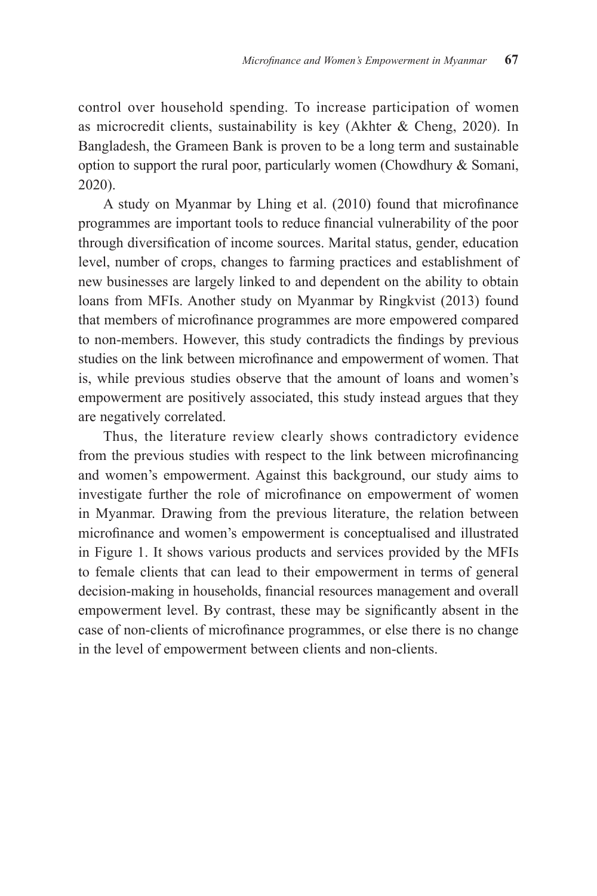control over household spending. To increase participation of women as microcredit clients, sustainability is key (Akhter & Cheng, 2020). In Bangladesh, the Grameen Bank is proven to be a long term and sustainable option to support the rural poor, particularly women (Chowdhury & Somani, 2020).

A study on Myanmar by Lhing et al. (2010) found that microfinance programmes are important tools to reduce financial vulnerability of the poor through diversification of income sources. Marital status, gender, education level, number of crops, changes to farming practices and establishment of new businesses are largely linked to and dependent on the ability to obtain loans from MFIs. Another study on Myanmar by Ringkvist (2013) found that members of microfinance programmes are more empowered compared to non-members. However, this study contradicts the findings by previous studies on the link between microfinance and empowerment of women. That is, while previous studies observe that the amount of loans and women's empowerment are positively associated, this study instead argues that they are negatively correlated.

Thus, the literature review clearly shows contradictory evidence from the previous studies with respect to the link between microfinancing and women's empowerment. Against this background, our study aims to investigate further the role of microfinance on empowerment of women in Myanmar. Drawing from the previous literature, the relation between microfinance and women's empowerment is conceptualised and illustrated in Figure 1. It shows various products and services provided by the MFIs to female clients that can lead to their empowerment in terms of general decision-making in households, financial resources management and overall empowerment level. By contrast, these may be significantly absent in the case of non-clients of microfinance programmes, or else there is no change in the level of empowerment between clients and non-clients.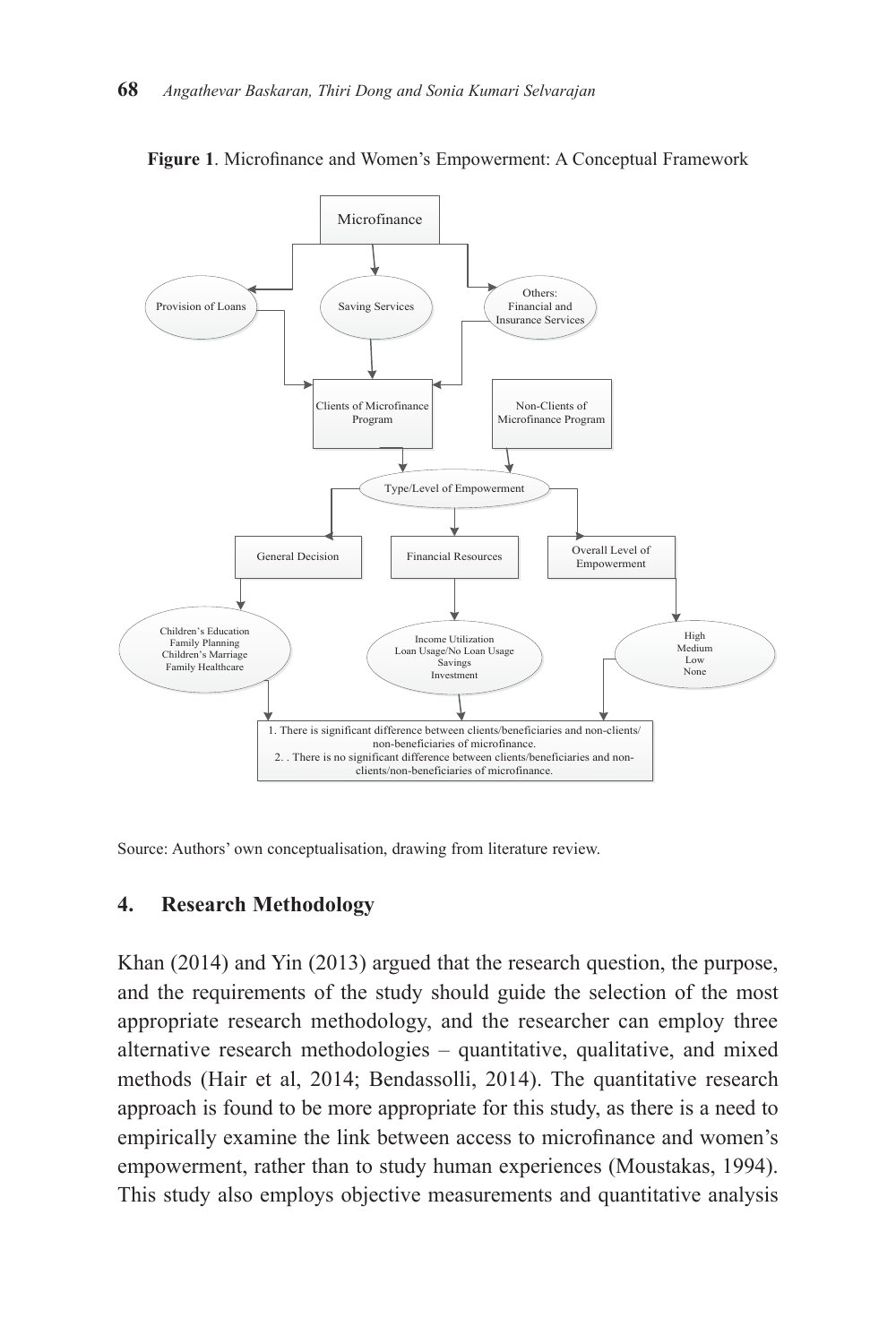**Figure 1**. Microfinance and Women's Empowerment: A Conceptual Framework

Microfinance

Provision of Loans | Saving Services | Others: Financial and Insurance Services

Clients of Microfinance Program | Non-Clients of Microfinance Program

Type/Level of Empowerment

General Decision | Financial Resources | Overall Level of Empowerment

Children's Education, Family Planning, Children's Marriage, Family Healthcare

Income Utilization, Loan Usage/No Loan Usage, Savings, Investment

High, Medium, Low, None

1. There is significant difference between clients/beneficiaries and non-clients/non-beneficiaries of microfinance.
2. . There is no significant difference between clients/beneficiaries and non-clients/non-beneficiaries of microfinance.

Source: Authors' own conceptualisation, drawing from literature review.

## 4. Research Methodology

Khan (2014) and Yin (2013) argued that the research question, the purpose, and the requirements of the study should guide the selection of the most appropriate research methodology, and the researcher can employ three alternative research methodologies – quantitative, qualitative, and mixed methods (Hair et al, 2014; Bendassolli, 2014). The quantitative research approach is found to be more appropriate for this study, as there is a need to empirically examine the link between access to microfinance and women's empowerment, rather than to study human experiences (Moustakas, 1994). This study also employs objective measurements and quantitative analysis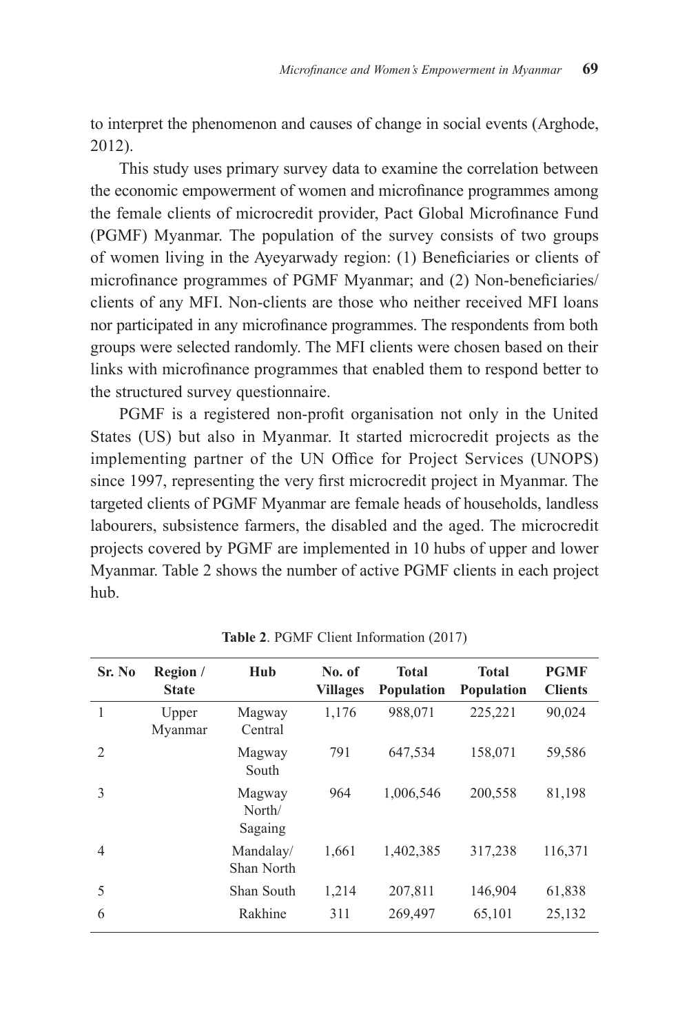to interpret the phenomenon and causes of change in social events (Arghode, 2012).

This study uses primary survey data to examine the correlation between the economic empowerment of women and microfinance programmes among the female clients of microcredit provider, Pact Global Microfinance Fund (PGMF) Myanmar. The population of the survey consists of two groups of women living in the Ayeyarwady region: (1) Beneficiaries or clients of microfinance programmes of PGMF Myanmar; and (2) Non-beneficiaries/ clients of any MFI. Non-clients are those who neither received MFI loans nor participated in any microfinance programmes. The respondents from both groups were selected randomly. The MFI clients were chosen based on their links with microfinance programmes that enabled them to respond better to the structured survey questionnaire.

PGMF is a registered non-profit organisation not only in the United States (US) but also in Myanmar. It started microcredit projects as the implementing partner of the UN Office for Project Services (UNOPS) since 1997, representing the very first microcredit project in Myanmar. The targeted clients of PGMF Myanmar are female heads of households, landless labourers, subsistence farmers, the disabled and the aged. The microcredit projects covered by PGMF are implemented in 10 hubs of upper and lower Myanmar. Table 2 shows the number of active PGMF clients in each project hub.

**Table 2**. PGMF Client Information (2017)

| Sr. No | Region / State | Hub | No. of Villages | Total Population | Total Population | PGMF Clients |
|---|---|---|---|---|---|---|
| 1 | Upper Myanmar | Magway Central | 1,176 | 988,071 | 225,221 | 90,024 |
| 2 | | Magway South | 791 | 647,534 | 158,071 | 59,586 |
| 3 | | Magway North/ Sagaing | 964 | 1,006,546 | 200,558 | 81,198 |
| 4 | | Mandalay/ Shan North | 1,661 | 1,402,385 | 317,238 | 116,371 |
| 5 | | Shan South | 1,214 | 207,811 | 146,904 | 61,838 |
| 6 | | Rakhine | 311 | 269,497 | 65,101 | 25,132 |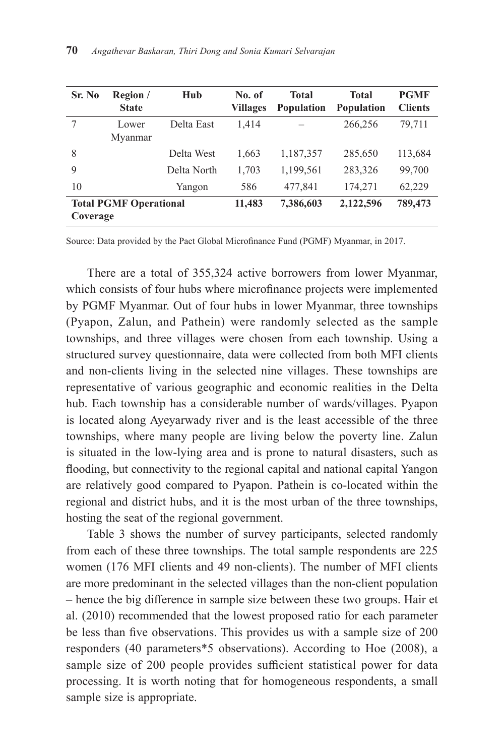| Sr. No | Region / State | Hub | No. of Villages | Total Population | Total Population | PGMF Clients |
|---|---|---|---|---|---|---|
| 7 | Lower Myanmar | Delta East | 1,414 | – | 266,256 | 79,711 |
| 8 | | Delta West | 1,663 | 1,187,357 | 285,650 | 113,684 |
| 9 | | Delta North | 1,703 | 1,199,561 | 283,326 | 99,700 |
| 10 | | Yangon | 586 | 477,841 | 174,271 | 62,229 |
| **Total PGMF Operational Coverage** | | | **11,483** | **7,386,603** | **2,122,596** | **789,473** |

Source: Data provided by the Pact Global Microfinance Fund (PGMF) Myanmar, in 2017.

There are a total of 355,324 active borrowers from lower Myanmar, which consists of four hubs where microfinance projects were implemented by PGMF Myanmar. Out of four hubs in lower Myanmar, three townships (Pyapon, Zalun, and Pathein) were randomly selected as the sample townships, and three villages were chosen from each township. Using a structured survey questionnaire, data were collected from both MFI clients and non-clients living in the selected nine villages. These townships are representative of various geographic and economic realities in the Delta hub. Each township has a considerable number of wards/villages. Pyapon is located along Ayeyarwady river and is the least accessible of the three townships, where many people are living below the poverty line. Zalun is situated in the low-lying area and is prone to natural disasters, such as flooding, but connectivity to the regional capital and national capital Yangon are relatively good compared to Pyapon. Pathein is co-located within the regional and district hubs, and it is the most urban of the three townships, hosting the seat of the regional government.

Table 3 shows the number of survey participants, selected randomly from each of these three townships. The total sample respondents are 225 women (176 MFI clients and 49 non-clients). The number of MFI clients are more predominant in the selected villages than the non-client population – hence the big difference in sample size between these two groups. Hair et al. (2010) recommended that the lowest proposed ratio for each parameter be less than five observations. This provides us with a sample size of 200 responders (40 parameters*5 observations). According to Hoe (2008), a sample size of 200 people provides sufficient statistical power for data processing. It is worth noting that for homogeneous respondents, a small sample size is appropriate.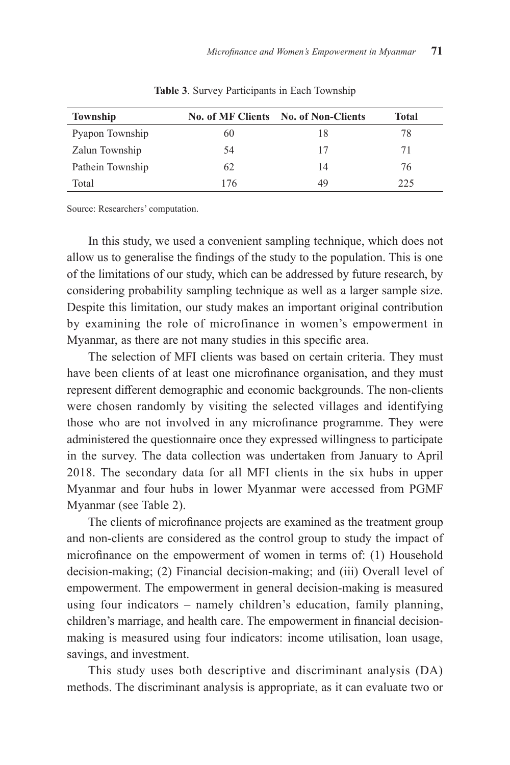**Table 3**. Survey Participants in Each Township

| Township | No. of MF Clients | No. of Non-Clients | Total |
|---|---|---|---|
| Pyapon Township | 60 | 18 | 78 |
| Zalun Township | 54 | 17 | 71 |
| Pathein Township | 62 | 14 | 76 |
| Total | 176 | 49 | 225 |

Source: Researchers' computation.

In this study, we used a convenient sampling technique, which does not allow us to generalise the findings of the study to the population. This is one of the limitations of our study, which can be addressed by future research, by considering probability sampling technique as well as a larger sample size. Despite this limitation, our study makes an important original contribution by examining the role of microfinance in women's empowerment in Myanmar, as there are not many studies in this specific area.

The selection of MFI clients was based on certain criteria. They must have been clients of at least one microfinance organisation, and they must represent different demographic and economic backgrounds. The non-clients were chosen randomly by visiting the selected villages and identifying those who are not involved in any microfinance programme. They were administered the questionnaire once they expressed willingness to participate in the survey. The data collection was undertaken from January to April 2018. The secondary data for all MFI clients in the six hubs in upper Myanmar and four hubs in lower Myanmar were accessed from PGMF Myanmar (see Table 2).

The clients of microfinance projects are examined as the treatment group and non-clients are considered as the control group to study the impact of microfinance on the empowerment of women in terms of: (1) Household decision-making; (2) Financial decision-making; and (iii) Overall level of empowerment. The empowerment in general decision-making is measured using four indicators – namely children's education, family planning, children's marriage, and health care. The empowerment in financial decision-making is measured using four indicators: income utilisation, loan usage, savings, and investment.

This study uses both descriptive and discriminant analysis (DA) methods. The discriminant analysis is appropriate, as it can evaluate two or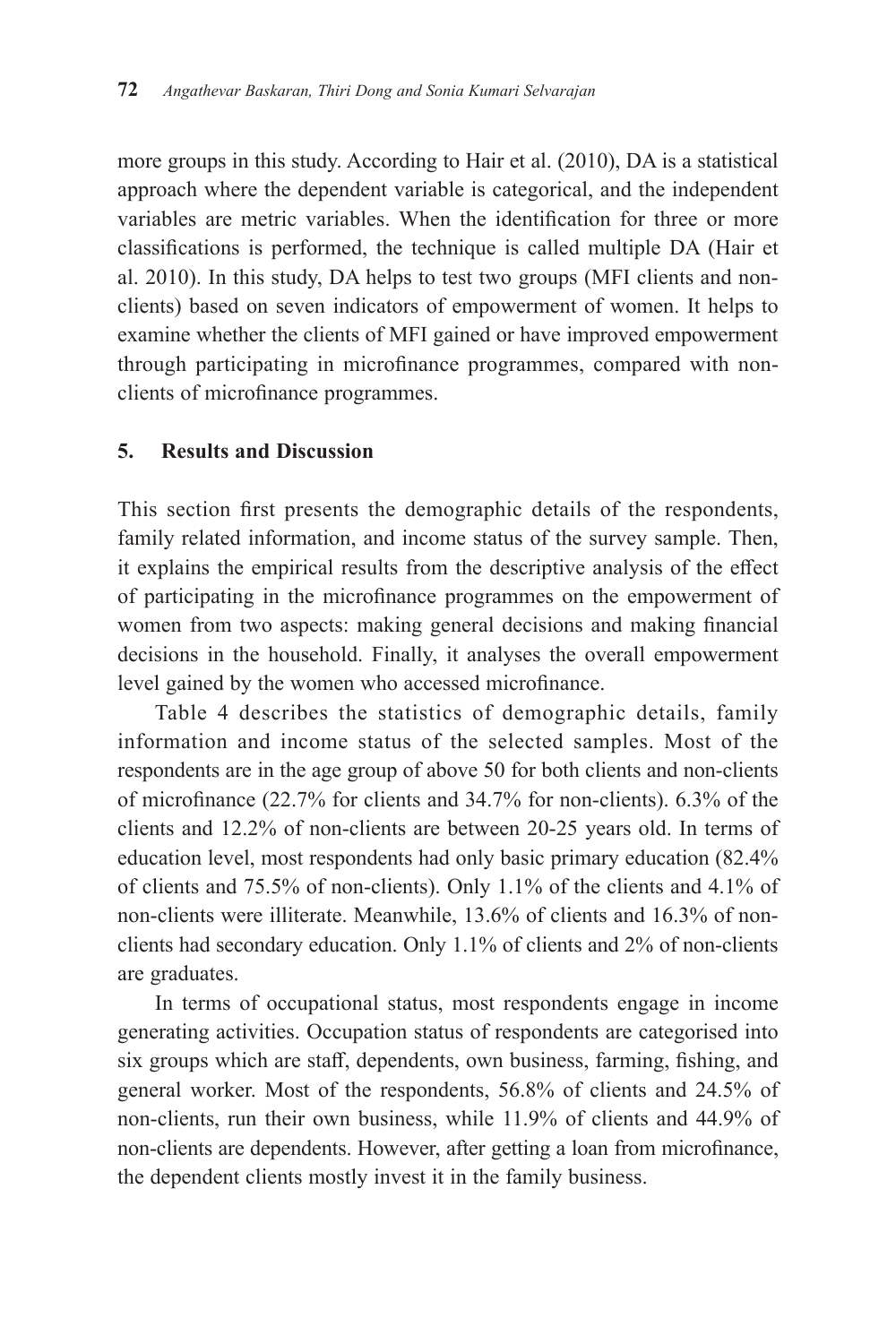more groups in this study. According to Hair et al. (2010), DA is a statistical approach where the dependent variable is categorical, and the independent variables are metric variables. When the identification for three or more classifications is performed, the technique is called multiple DA (Hair et al. 2010). In this study, DA helps to test two groups (MFI clients and non-clients) based on seven indicators of empowerment of women. It helps to examine whether the clients of MFI gained or have improved empowerment through participating in microfinance programmes, compared with non-clients of microfinance programmes.

## 5. Results and Discussion

This section first presents the demographic details of the respondents, family related information, and income status of the survey sample. Then, it explains the empirical results from the descriptive analysis of the effect of participating in the microfinance programmes on the empowerment of women from two aspects: making general decisions and making financial decisions in the household. Finally, it analyses the overall empowerment level gained by the women who accessed microfinance.

Table 4 describes the statistics of demographic details, family information and income status of the selected samples. Most of the respondents are in the age group of above 50 for both clients and non-clients of microfinance (22.7% for clients and 34.7% for non-clients). 6.3% of the clients and 12.2% of non-clients are between 20-25 years old. In terms of education level, most respondents had only basic primary education (82.4% of clients and 75.5% of non-clients). Only 1.1% of the clients and 4.1% of non-clients were illiterate. Meanwhile, 13.6% of clients and 16.3% of non-clients had secondary education. Only 1.1% of clients and 2% of non-clients are graduates.

In terms of occupational status, most respondents engage in income generating activities. Occupation status of respondents are categorised into six groups which are staff, dependents, own business, farming, fishing, and general worker. Most of the respondents, 56.8% of clients and 24.5% of non-clients, run their own business, while 11.9% of clients and 44.9% of non-clients are dependents. However, after getting a loan from microfinance, the dependent clients mostly invest it in the family business.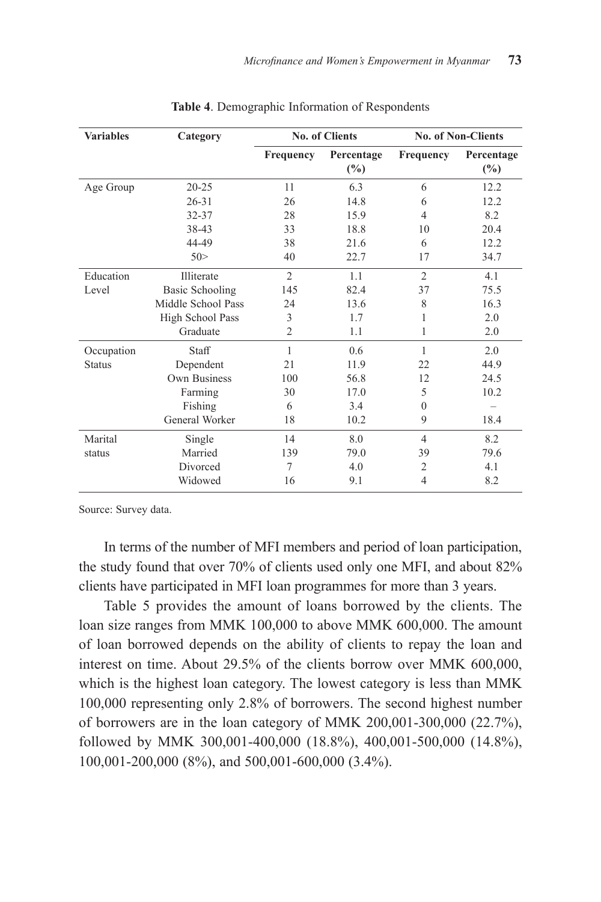**Table 4**. Demographic Information of Respondents

| Variables | Category | No. of Clients | | No. of Non-Clients | |
|---|---|---|---|---|---|
| | | Frequency | Percentage (%) | Frequency | Percentage (%) |
| Age Group | 20-25 | 11 | 6.3 | 6 | 12.2 |
| | 26-31 | 26 | 14.8 | 6 | 12.2 |
| | 32-37 | 28 | 15.9 | 4 | 8.2 |
| | 38-43 | 33 | 18.8 | 10 | 20.4 |
| | 44-49 | 38 | 21.6 | 6 | 12.2 |
| | 50> | 40 | 22.7 | 17 | 34.7 |
| Education Level | Illiterate | 2 | 1.1 | 2 | 4.1 |
| | Basic Schooling | 145 | 82.4 | 37 | 75.5 |
| | Middle School Pass | 24 | 13.6 | 8 | 16.3 |
| | High School Pass | 3 | 1.7 | 1 | 2.0 |
| | Graduate | 2 | 1.1 | 1 | 2.0 |
| Occupation Status | Staff | 1 | 0.6 | 1 | 2.0 |
| | Dependent | 21 | 11.9 | 22 | 44.9 |
| | Own Business | 100 | 56.8 | 12 | 24.5 |
| | Farming | 30 | 17.0 | 5 | 10.2 |
| | Fishing | 6 | 3.4 | 0 | – |
| | General Worker | 18 | 10.2 | 9 | 18.4 |
| Marital status | Single | 14 | 8.0 | 4 | 8.2 |
| | Married | 139 | 79.0 | 39 | 79.6 |
| | Divorced | 7 | 4.0 | 2 | 4.1 |
| | Widowed | 16 | 9.1 | 4 | 8.2 |

Source: Survey data.

In terms of the number of MFI members and period of loan participation, the study found that over 70% of clients used only one MFI, and about 82% clients have participated in MFI loan programmes for more than 3 years.

Table 5 provides the amount of loans borrowed by the clients. The loan size ranges from MMK 100,000 to above MMK 600,000. The amount of loan borrowed depends on the ability of clients to repay the loan and interest on time. About 29.5% of the clients borrow over MMK 600,000, which is the highest loan category. The lowest category is less than MMK 100,000 representing only 2.8% of borrowers. The second highest number of borrowers are in the loan category of MMK 200,001-300,000 (22.7%), followed by MMK 300,001-400,000 (18.8%), 400,001-500,000 (14.8%), 100,001-200,000 (8%), and 500,001-600,000 (3.4%).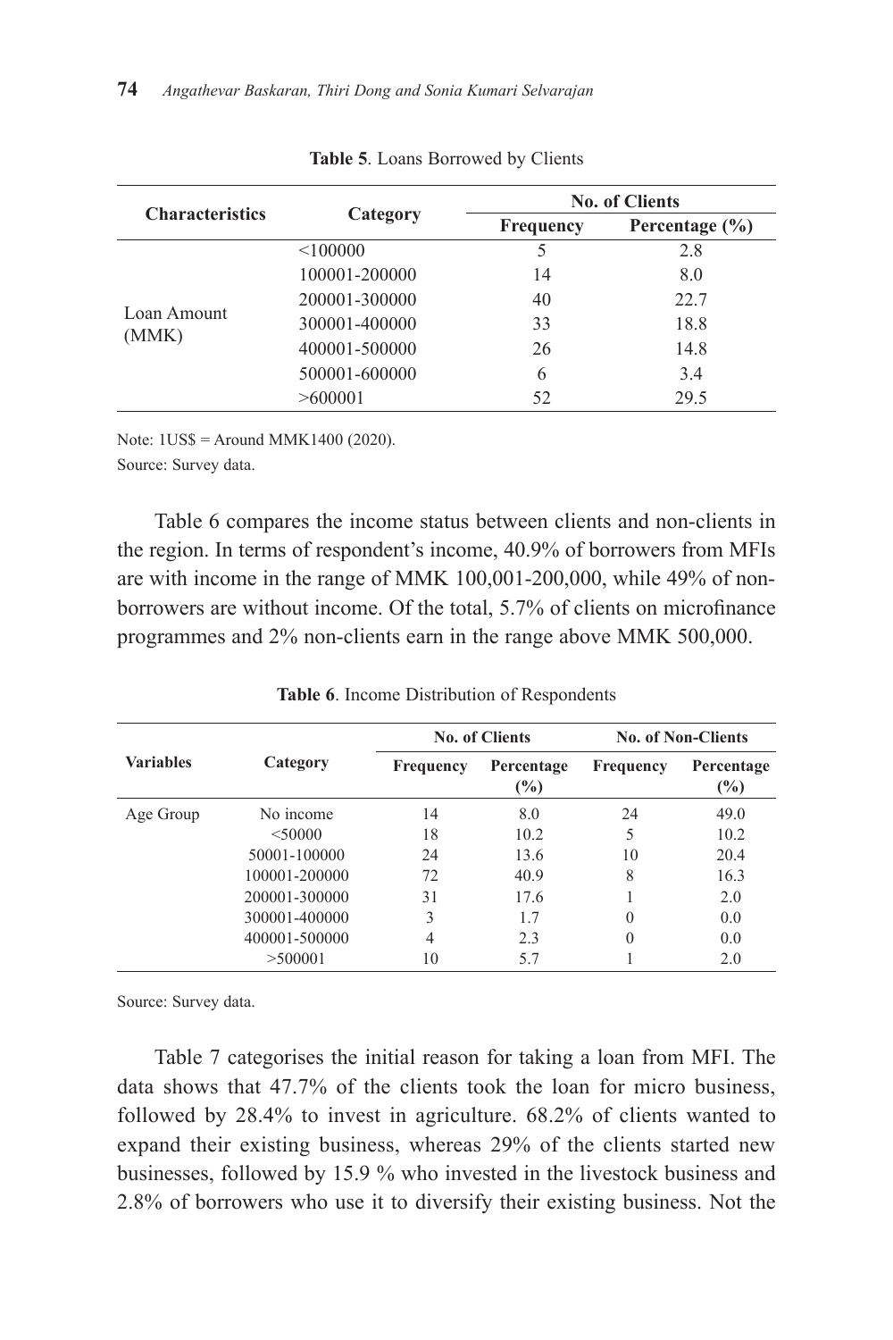**Table 5**. Loans Borrowed by Clients

| Characteristics | Category | No. of Clients | |
|---|---|---|---|
| | | Frequency | Percentage (%) |
| Loan Amount (MMK) | <100000 | 5 | 2.8 |
| | 100001-200000 | 14 | 8.0 |
| | 200001-300000 | 40 | 22.7 |
| | 300001-400000 | 33 | 18.8 |
| | 400001-500000 | 26 | 14.8 |
| | 500001-600000 | 6 | 3.4 |
| | >600001 | 52 | 29.5 |

Note: 1US$ = Around MMK1400 (2020).

Source: Survey data.

Table 6 compares the income status between clients and non-clients in the region. In terms of respondent's income, 40.9% of borrowers from MFIs are with income in the range of MMK 100,001-200,000, while 49% of non-borrowers are without income. Of the total, 5.7% of clients on microfinance programmes and 2% non-clients earn in the range above MMK 500,000.

**Table 6**. Income Distribution of Respondents

| Variables | Category | No. of Clients | | No. of Non-Clients | |
|---|---|---|---|---|---|
| | | Frequency | Percentage (%) | Frequency | Percentage (%) |
| Age Group | No income | 14 | 8.0 | 24 | 49.0 |
| | <50000 | 18 | 10.2 | 5 | 10.2 |
| | 50001-100000 | 24 | 13.6 | 10 | 20.4 |
| | 100001-200000 | 72 | 40.9 | 8 | 16.3 |
| | 200001-300000 | 31 | 17.6 | 1 | 2.0 |
| | 300001-400000 | 3 | 1.7 | 0 | 0.0 |
| | 400001-500000 | 4 | 2.3 | 0 | 0.0 |
| | >500001 | 10 | 5.7 | 1 | 2.0 |

Source: Survey data.

Table 7 categorises the initial reason for taking a loan from MFI. The data shows that 47.7% of the clients took the loan for micro business, followed by 28.4% to invest in agriculture. 68.2% of clients wanted to expand their existing business, whereas 29% of the clients started new businesses, followed by 15.9 % who invested in the livestock business and 2.8% of borrowers who use it to diversify their existing business. Not the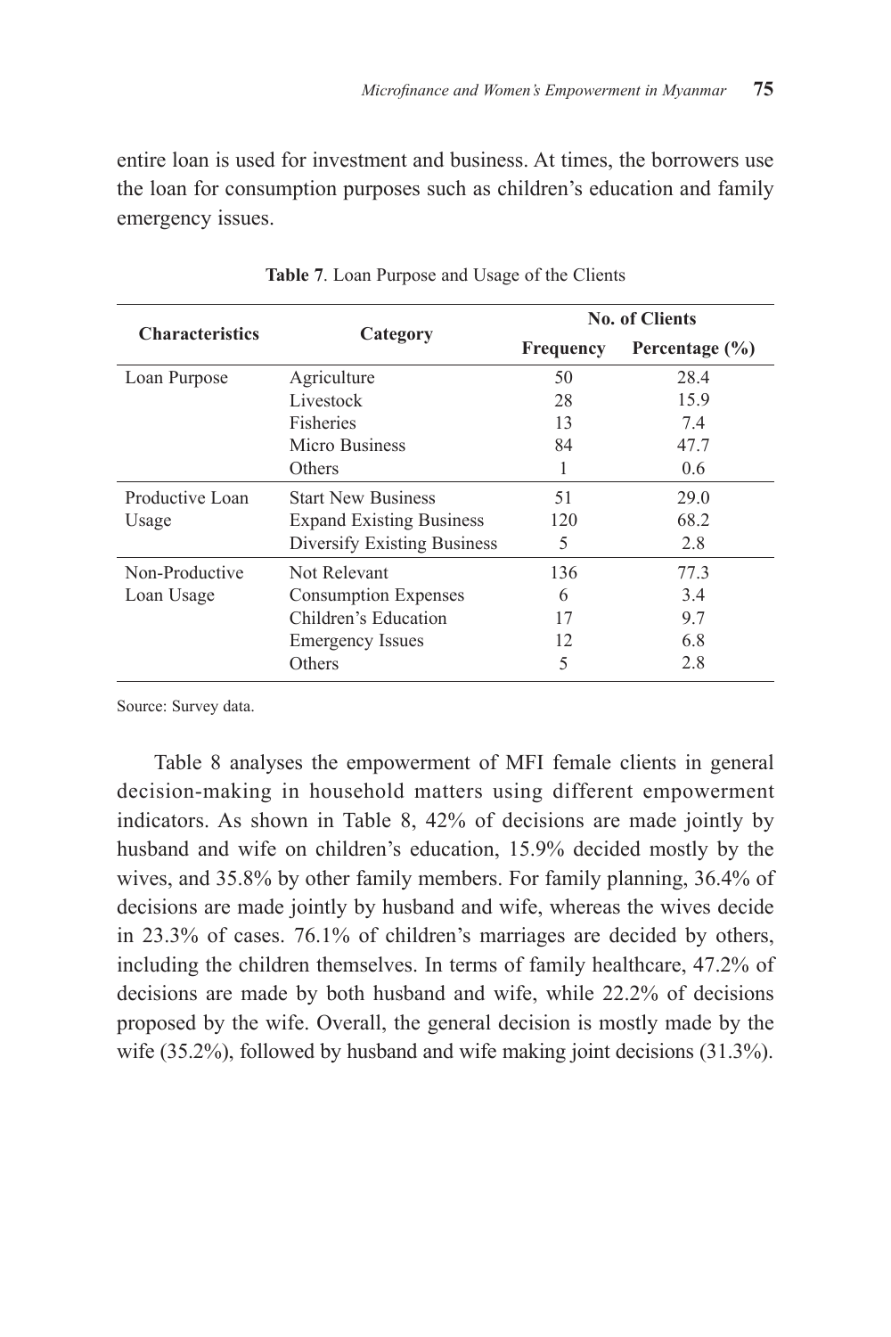entire loan is used for investment and business. At times, the borrowers use the loan for consumption purposes such as children's education and family emergency issues.

**Table 7**. Loan Purpose and Usage of the Clients

| Characteristics | Category | No. of Clients | |
|---|---|---|---|
| | | Frequency | Percentage (%) |
| Loan Purpose | Agriculture | 50 | 28.4 |
| | Livestock | 28 | 15.9 |
| | Fisheries | 13 | 7.4 |
| | Micro Business | 84 | 47.7 |
| | Others | 1 | 0.6 |
| Productive Loan Usage | Start New Business | 51 | 29.0 |
| | Expand Existing Business | 120 | 68.2 |
| | Diversify Existing Business | 5 | 2.8 |
| Non-Productive Loan Usage | Not Relevant | 136 | 77.3 |
| | Consumption Expenses | 6 | 3.4 |
| | Children's Education | 17 | 9.7 |
| | Emergency Issues | 12 | 6.8 |
| | Others | 5 | 2.8 |

Source: Survey data.

Table 8 analyses the empowerment of MFI female clients in general decision-making in household matters using different empowerment indicators. As shown in Table 8, 42% of decisions are made jointly by husband and wife on children's education, 15.9% decided mostly by the wives, and 35.8% by other family members. For family planning, 36.4% of decisions are made jointly by husband and wife, whereas the wives decide in 23.3% of cases. 76.1% of children's marriages are decided by others, including the children themselves. In terms of family healthcare, 47.2% of decisions are made by both husband and wife, while 22.2% of decisions proposed by the wife. Overall, the general decision is mostly made by the wife (35.2%), followed by husband and wife making joint decisions (31.3%).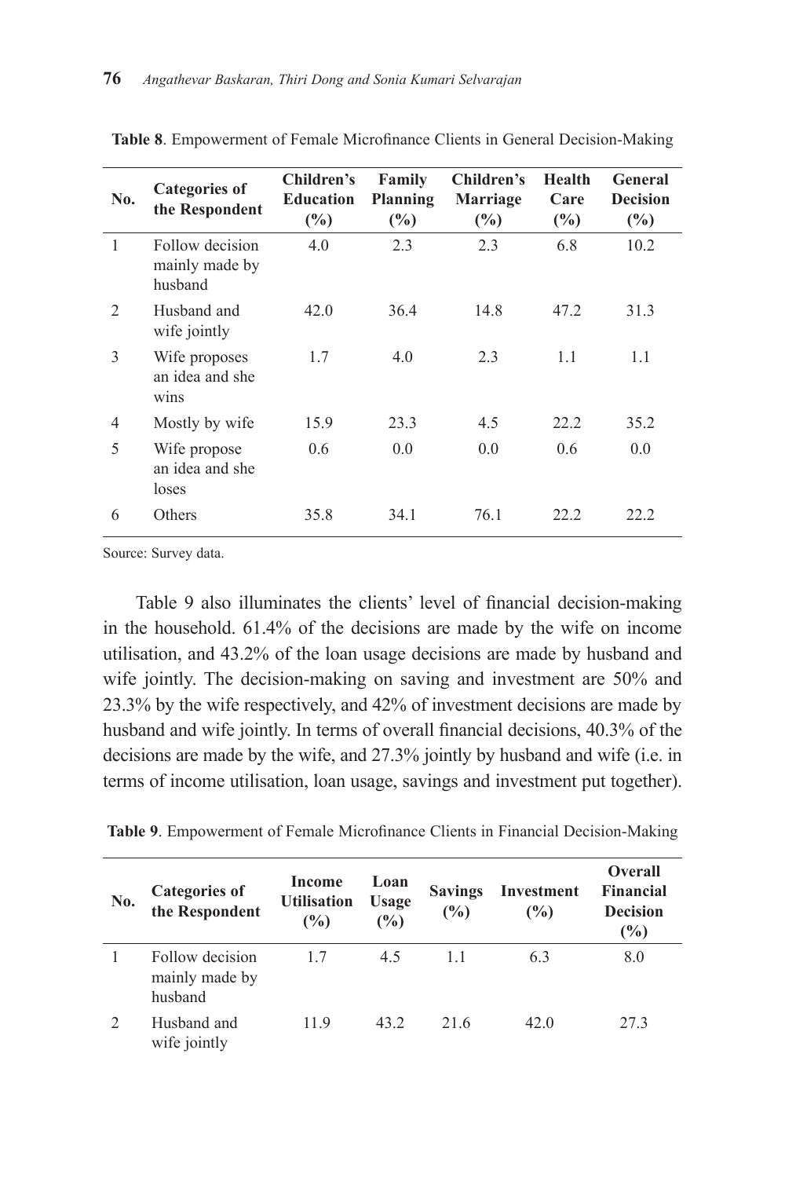**Table 8**. Empowerment of Female Microfinance Clients in General Decision-Making

| No. | Categories of the Respondent | Children's Education (%) | Family Planning (%) | Children's Marriage (%) | Health Care (%) | General Decision (%) |
|---|---|---|---|---|---|---|
| 1 | Follow decision mainly made by husband | 4.0 | 2.3 | 2.3 | 6.8 | 10.2 |
| 2 | Husband and wife jointly | 42.0 | 36.4 | 14.8 | 47.2 | 31.3 |
| 3 | Wife proposes an idea and she wins | 1.7 | 4.0 | 2.3 | 1.1 | 1.1 |
| 4 | Mostly by wife | 15.9 | 23.3 | 4.5 | 22.2 | 35.2 |
| 5 | Wife propose an idea and she loses | 0.6 | 0.0 | 0.0 | 0.6 | 0.0 |
| 6 | Others | 35.8 | 34.1 | 76.1 | 22.2 | 22.2 |

Source: Survey data.

Table 9 also illuminates the clients' level of financial decision-making in the household. 61.4% of the decisions are made by the wife on income utilisation, and 43.2% of the loan usage decisions are made by husband and wife jointly. The decision-making on saving and investment are 50% and 23.3% by the wife respectively, and 42% of investment decisions are made by husband and wife jointly. In terms of overall financial decisions, 40.3% of the decisions are made by the wife, and 27.3% jointly by husband and wife (i.e. in terms of income utilisation, loan usage, savings and investment put together).

**Table 9**. Empowerment of Female Microfinance Clients in Financial Decision-Making

| No. | Categories of the Respondent | Income Utilisation (%) | Loan Usage (%) | Savings (%) | Investment (%) | Overall Financial Decision (%) |
|---|---|---|---|---|---|---|
| 1 | Follow decision mainly made by husband | 1.7 | 4.5 | 1.1 | 6.3 | 8.0 |
| 2 | Husband and wife jointly | 11.9 | 43.2 | 21.6 | 42.0 | 27.3 |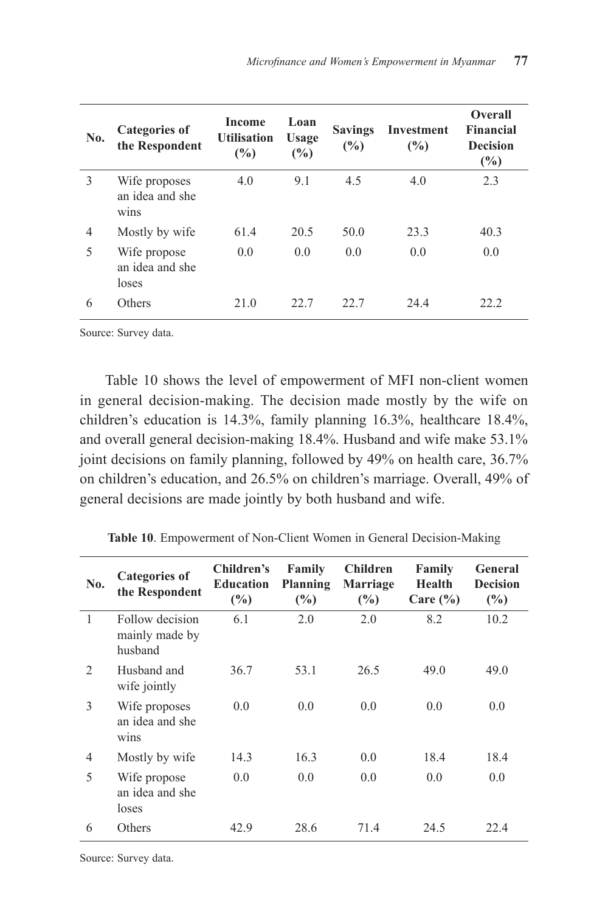| No. | Categories of the Respondent | Income Utilisation (%) | Loan Usage (%) | Savings (%) | Investment (%) | Overall Financial Decision (%) |
|---|---|---|---|---|---|---|
| 3 | Wife proposes an idea and she wins | 4.0 | 9.1 | 4.5 | 4.0 | 2.3 |
| 4 | Mostly by wife | 61.4 | 20.5 | 50.0 | 23.3 | 40.3 |
| 5 | Wife propose an idea and she loses | 0.0 | 0.0 | 0.0 | 0.0 | 0.0 |
| 6 | Others | 21.0 | 22.7 | 22.7 | 24.4 | 22.2 |

Source: Survey data.

Table 10 shows the level of empowerment of MFI non-client women in general decision-making. The decision made mostly by the wife on children's education is 14.3%, family planning 16.3%, healthcare 18.4%, and overall general decision-making 18.4%. Husband and wife make 53.1% joint decisions on family planning, followed by 49% on health care, 36.7% on children's education, and 26.5% on children's marriage. Overall, 49% of general decisions are made jointly by both husband and wife.

**Table 10**. Empowerment of Non-Client Women in General Decision-Making

| No. | Categories of the Respondent | Children's Education (%) | Family Planning (%) | Children Marriage (%) | Family Health Care (%) | General Decision (%) |
|---|---|---|---|---|---|---|
| 1 | Follow decision mainly made by husband | 6.1 | 2.0 | 2.0 | 8.2 | 10.2 |
| 2 | Husband and wife jointly | 36.7 | 53.1 | 26.5 | 49.0 | 49.0 |
| 3 | Wife proposes an idea and she wins | 0.0 | 0.0 | 0.0 | 0.0 | 0.0 |
| 4 | Mostly by wife | 14.3 | 16.3 | 0.0 | 18.4 | 18.4 |
| 5 | Wife propose an idea and she loses | 0.0 | 0.0 | 0.0 | 0.0 | 0.0 |
| 6 | Others | 42.9 | 28.6 | 71.4 | 24.5 | 22.4 |

Source: Survey data.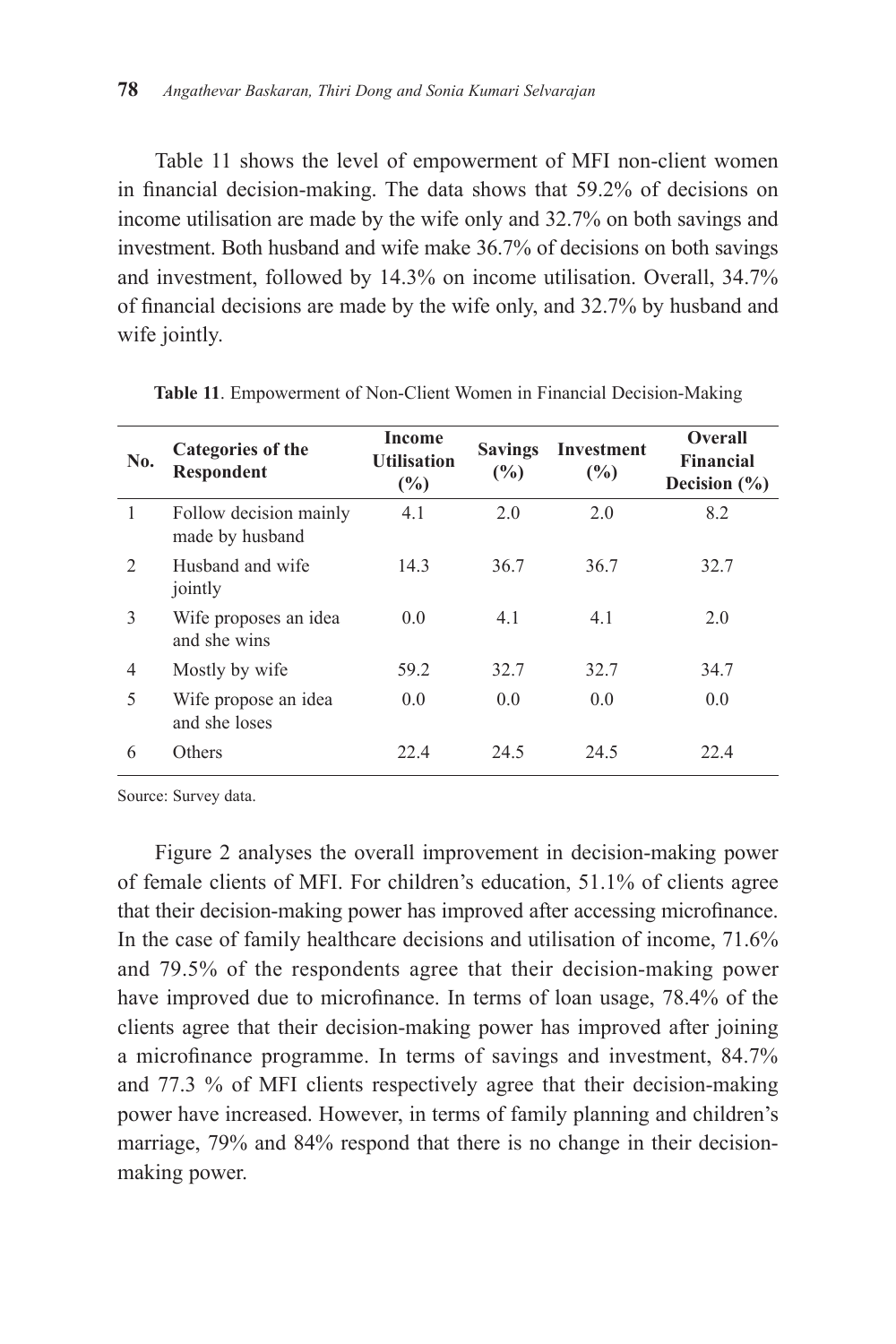Table 11 shows the level of empowerment of MFI non-client women in financial decision-making. The data shows that 59.2% of decisions on income utilisation are made by the wife only and 32.7% on both savings and investment. Both husband and wife make 36.7% of decisions on both savings and investment, followed by 14.3% on income utilisation. Overall, 34.7% of financial decisions are made by the wife only, and 32.7% by husband and wife jointly.

**Table 11**. Empowerment of Non-Client Women in Financial Decision-Making

| No. | Categories of the Respondent | Income Utilisation (%) | Savings (%) | Investment (%) | Overall Financial Decision (%) |
|---|---|---|---|---|---|
| 1 | Follow decision mainly made by husband | 4.1 | 2.0 | 2.0 | 8.2 |
| 2 | Husband and wife jointly | 14.3 | 36.7 | 36.7 | 32.7 |
| 3 | Wife proposes an idea and she wins | 0.0 | 4.1 | 4.1 | 2.0 |
| 4 | Mostly by wife | 59.2 | 32.7 | 32.7 | 34.7 |
| 5 | Wife propose an idea and she loses | 0.0 | 0.0 | 0.0 | 0.0 |
| 6 | Others | 22.4 | 24.5 | 24.5 | 22.4 |

Source: Survey data.

Figure 2 analyses the overall improvement in decision-making power of female clients of MFI. For children's education, 51.1% of clients agree that their decision-making power has improved after accessing microfinance. In the case of family healthcare decisions and utilisation of income, 71.6% and 79.5% of the respondents agree that their decision-making power have improved due to microfinance. In terms of loan usage, 78.4% of the clients agree that their decision-making power has improved after joining a microfinance programme. In terms of savings and investment, 84.7% and 77.3 % of MFI clients respectively agree that their decision-making power have increased. However, in terms of family planning and children's marriage, 79% and 84% respond that there is no change in their decision-making power.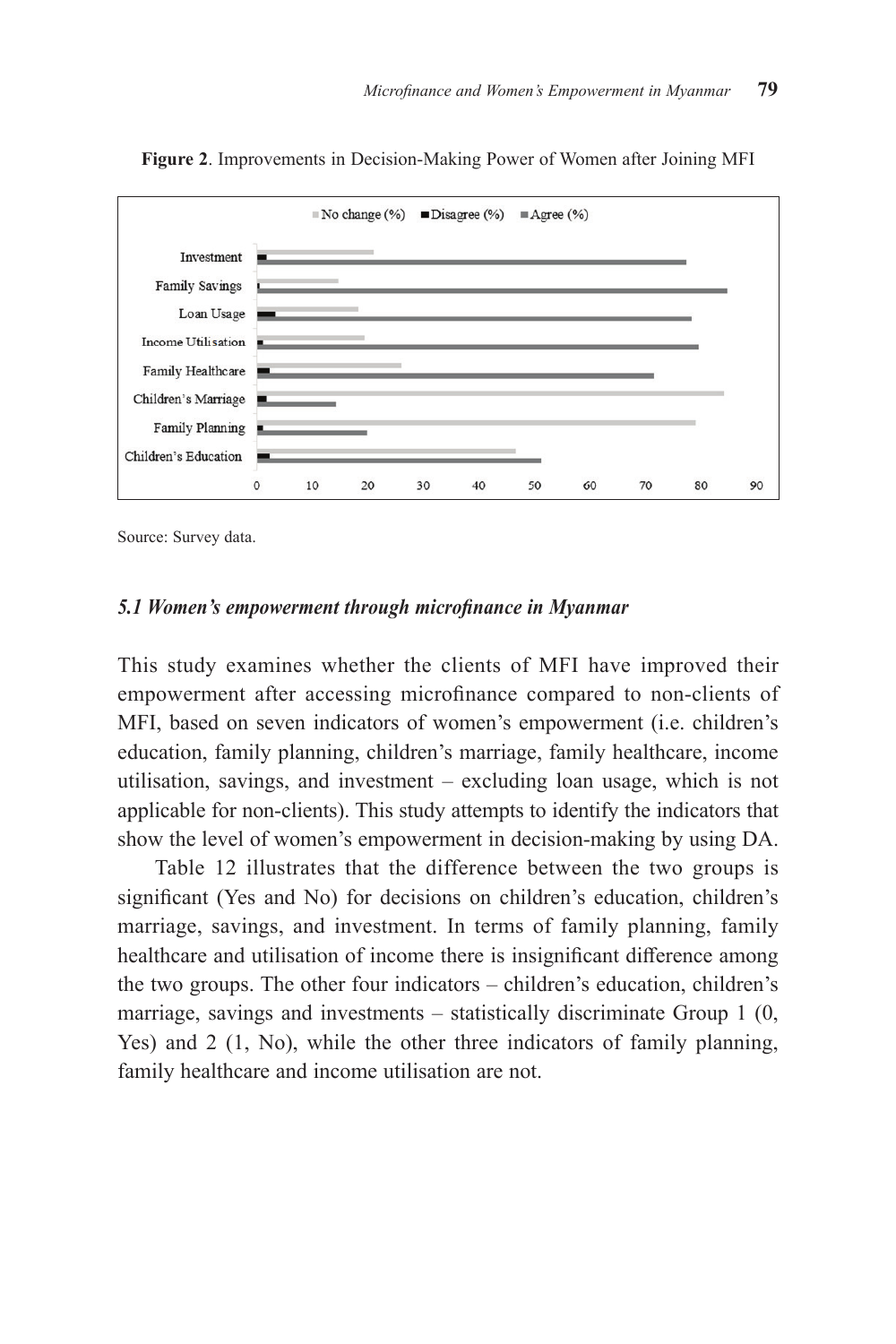**Figure 2**. Improvements in Decision-Making Power of Women after Joining MFI

Source: Survey data.

### *5.1 Women's empowerment through microfinance in Myanmar*

This study examines whether the clients of MFI have improved their empowerment after accessing microfinance compared to non-clients of MFI, based on seven indicators of women's empowerment (i.e. children's education, family planning, children's marriage, family healthcare, income utilisation, savings, and investment – excluding loan usage, which is not applicable for non-clients). This study attempts to identify the indicators that show the level of women's empowerment in decision-making by using DA.

Table 12 illustrates that the difference between the two groups is significant (Yes and No) for decisions on children's education, children's marriage, savings, and investment. In terms of family planning, family healthcare and utilisation of income there is insignificant difference among the two groups. The other four indicators – children's education, children's marriage, savings and investments – statistically discriminate Group 1 (0, Yes) and 2 (1, No), while the other three indicators of family planning, family healthcare and income utilisation are not.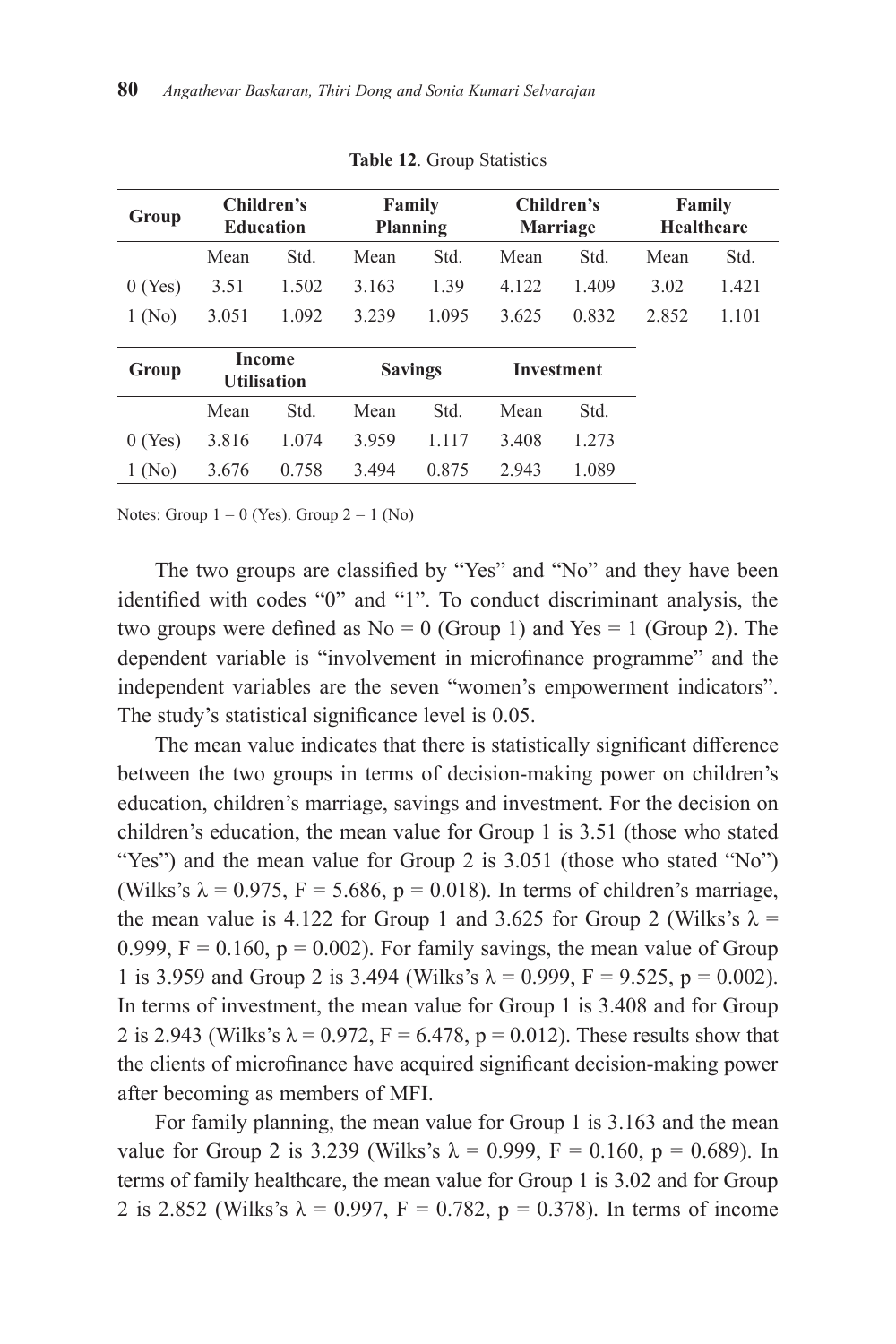**Table 12**. Group Statistics

| Group | Children's Education | | Family Planning | | Children's Marriage | | Family Healthcare | |
|---|---|---|---|---|---|---|---|---|
| | Mean | Std. | Mean | Std. | Mean | Std. | Mean | Std. |
| 0 (Yes) | 3.51 | 1.502 | 3.163 | 1.39 | 4.122 | 1.409 | 3.02 | 1.421 |
| 1 (No) | 3.051 | 1.092 | 3.239 | 1.095 | 3.625 | 0.832 | 2.852 | 1.101 |

| Group | Income Utilisation | | Savings | | Investment | |
|---|---|---|---|---|---|---|
| | Mean | Std. | Mean | Std. | Mean | Std. |
| 0 (Yes) | 3.816 | 1.074 | 3.959 | 1.117 | 3.408 | 1.273 |
| 1 (No) | 3.676 | 0.758 | 3.494 | 0.875 | 2.943 | 1.089 |

Notes: Group 1 = 0 (Yes). Group 2 = 1 (No)

The two groups are classified by "Yes" and "No" and they have been identified with codes "0" and "1". To conduct discriminant analysis, the two groups were defined as No = 0 (Group 1) and Yes = 1 (Group 2). The dependent variable is "involvement in microfinance programme" and the independent variables are the seven "women's empowerment indicators". The study's statistical significance level is 0.05.

The mean value indicates that there is statistically significant difference between the two groups in terms of decision-making power on children's education, children's marriage, savings and investment. For the decision on children's education, the mean value for Group 1 is 3.51 (those who stated "Yes") and the mean value for Group 2 is 3.051 (those who stated "No") (Wilks's $\lambda = 0.975$, $F = 5.686$, $p = 0.018$). In terms of children's marriage, the mean value is 4.122 for Group 1 and 3.625 for Group 2 (Wilks's $\lambda = 0.999$, $F = 0.160$, $p = 0.002$). For family savings, the mean value of Group 1 is 3.959 and Group 2 is 3.494 (Wilks's $\lambda = 0.999$, $F = 9.525$, $p = 0.002$). In terms of investment, the mean value for Group 1 is 3.408 and for Group 2 is 2.943 (Wilks's $\lambda = 0.972$, $F = 6.478$, $p = 0.012$). These results show that the clients of microfinance have acquired significant decision-making power after becoming as members of MFI.

For family planning, the mean value for Group 1 is 3.163 and the mean value for Group 2 is 3.239 (Wilks's $\lambda = 0.999$, $F = 0.160$, $p = 0.689$). In terms of family healthcare, the mean value for Group 1 is 3.02 and for Group 2 is 2.852 (Wilks's $\lambda = 0.997$, $F = 0.782$, $p = 0.378$). In terms of income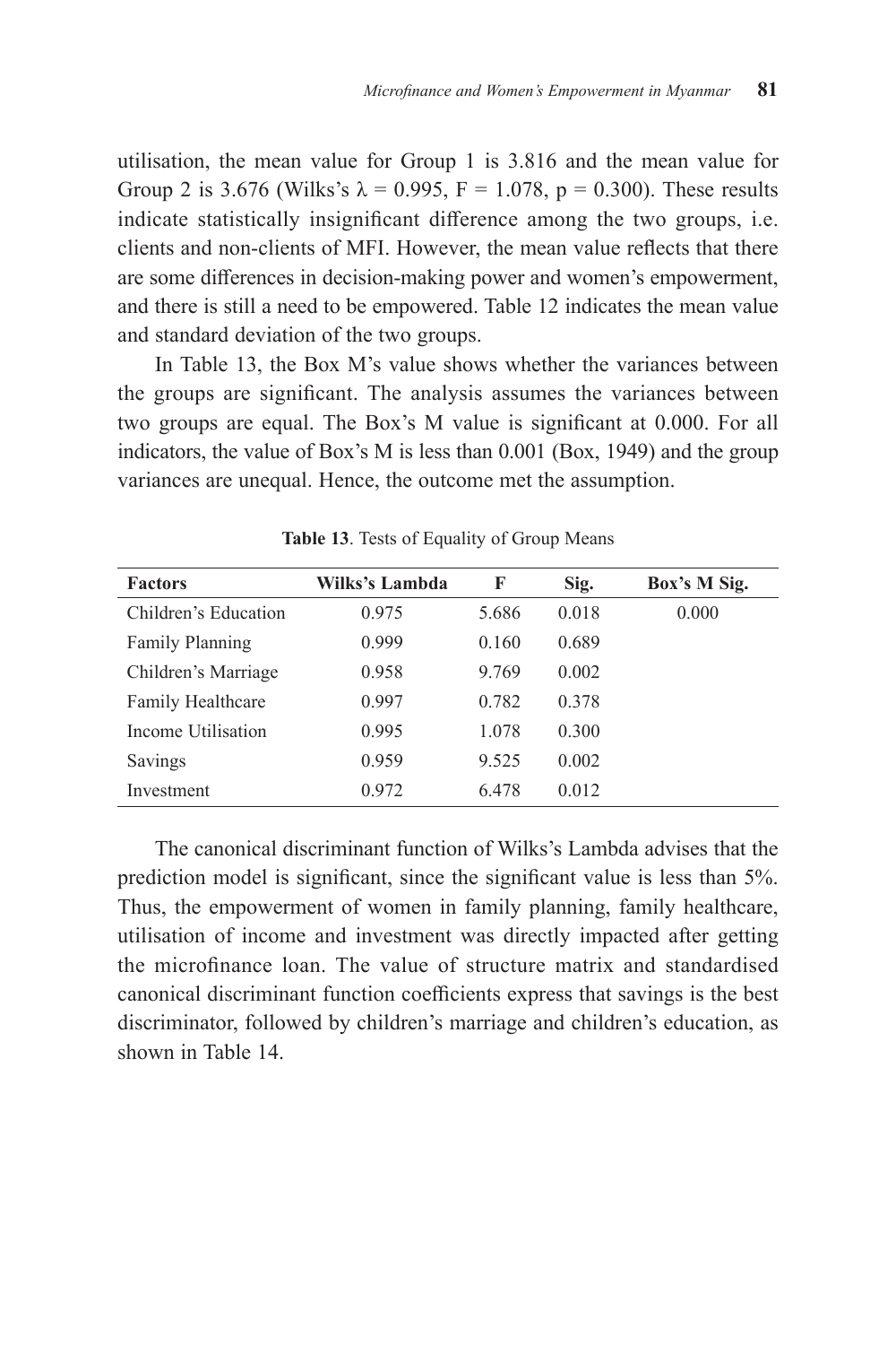utilisation, the mean value for Group 1 is 3.816 and the mean value for Group 2 is 3.676 (Wilks's $\lambda = 0.995$, $F = 1.078$, $p = 0.300$). These results indicate statistically insignificant difference among the two groups, i.e. clients and non-clients of MFI. However, the mean value reflects that there are some differences in decision-making power and women's empowerment, and there is still a need to be empowered. Table 12 indicates the mean value and standard deviation of the two groups.

In Table 13, the Box M's value shows whether the variances between the groups are significant. The analysis assumes the variances between two groups are equal. The Box's M value is significant at 0.000. For all indicators, the value of Box's M is less than 0.001 (Box, 1949) and the group variances are unequal. Hence, the outcome met the assumption.

**Table 13**. Tests of Equality of Group Means

| Factors | Wilks's Lambda | F | Sig. | Box's M Sig. |
|---|---|---|---|---|
| Children's Education | 0.975 | 5.686 | 0.018 | 0.000 |
| Family Planning | 0.999 | 0.160 | 0.689 | |
| Children's Marriage | 0.958 | 9.769 | 0.002 | |
| Family Healthcare | 0.997 | 0.782 | 0.378 | |
| Income Utilisation | 0.995 | 1.078 | 0.300 | |
| Savings | 0.959 | 9.525 | 0.002 | |
| Investment | 0.972 | 6.478 | 0.012 | |

The canonical discriminant function of Wilks's Lambda advises that the prediction model is significant, since the significant value is less than 5%. Thus, the empowerment of women in family planning, family healthcare, utilisation of income and investment was directly impacted after getting the microfinance loan. The value of structure matrix and standardised canonical discriminant function coefficients express that savings is the best discriminator, followed by children's marriage and children's education, as shown in Table 14.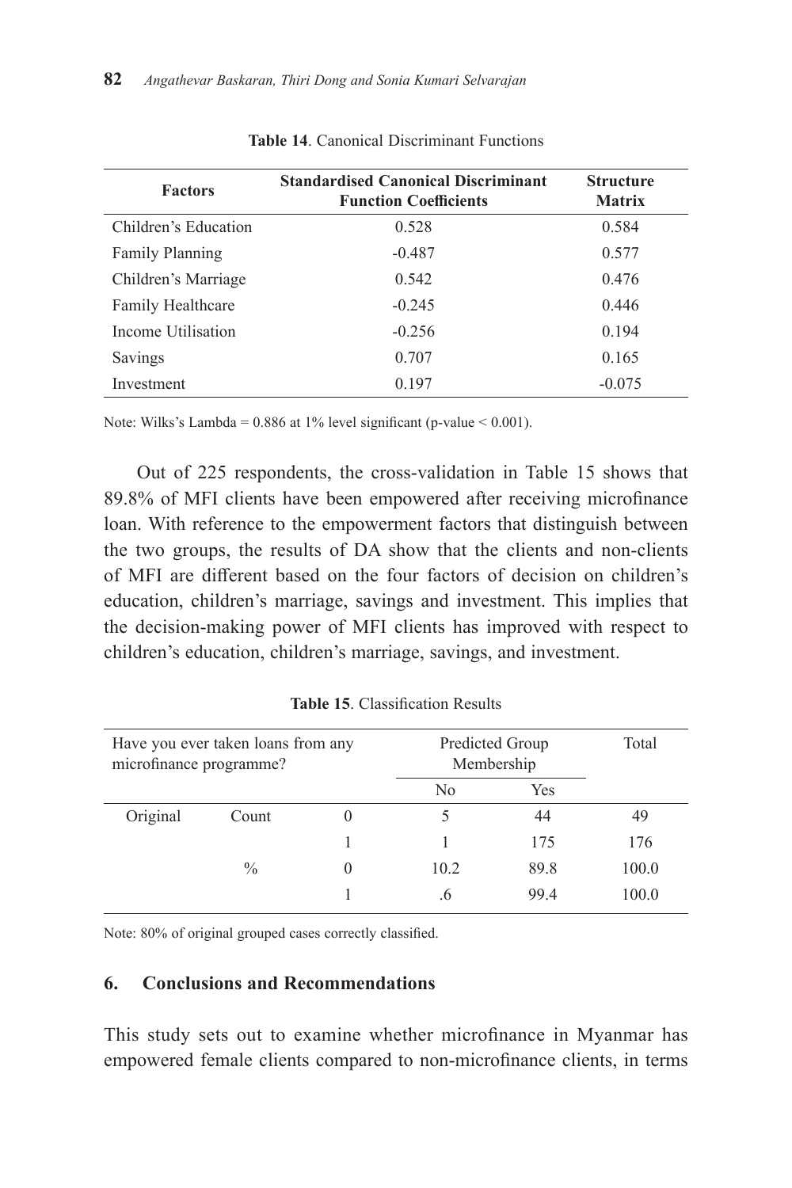**Table 14**. Canonical Discriminant Functions

| Factors | Standardised Canonical Discriminant Function Coefficients | Structure Matrix |
|---|---|---|
| Children's Education | 0.528 | 0.584 |
| Family Planning | -0.487 | 0.577 |
| Children's Marriage | 0.542 | 0.476 |
| Family Healthcare | -0.245 | 0.446 |
| Income Utilisation | -0.256 | 0.194 |
| Savings | 0.707 | 0.165 |
| Investment | 0.197 | -0.075 |

Note: Wilks's Lambda = 0.886 at 1% level significant (p-value < 0.001).

Out of 225 respondents, the cross-validation in Table 15 shows that 89.8% of MFI clients have been empowered after receiving microfinance loan. With reference to the empowerment factors that distinguish between the two groups, the results of DA show that the clients and non-clients of MFI are different based on the four factors of decision on children's education, children's marriage, savings and investment. This implies that the decision-making power of MFI clients has improved with respect to children's education, children's marriage, savings, and investment.

**Table 15**. Classification Results

| Have you ever taken loans from any microfinance programme? | | | Predicted Group Membership | | Total |
|---|---|---|---|---|---|
| | | | No | Yes | |
| Original | Count | 0 | 5 | 44 | 49 |
| | | 1 | 1 | 175 | 176 |
| | % | 0 | 10.2 | 89.8 | 100.0 |
| | | 1 | .6 | 99.4 | 100.0 |

Note: 80% of original grouped cases correctly classified.

## 6. Conclusions and Recommendations

This study sets out to examine whether microfinance in Myanmar has empowered female clients compared to non-microfinance clients, in terms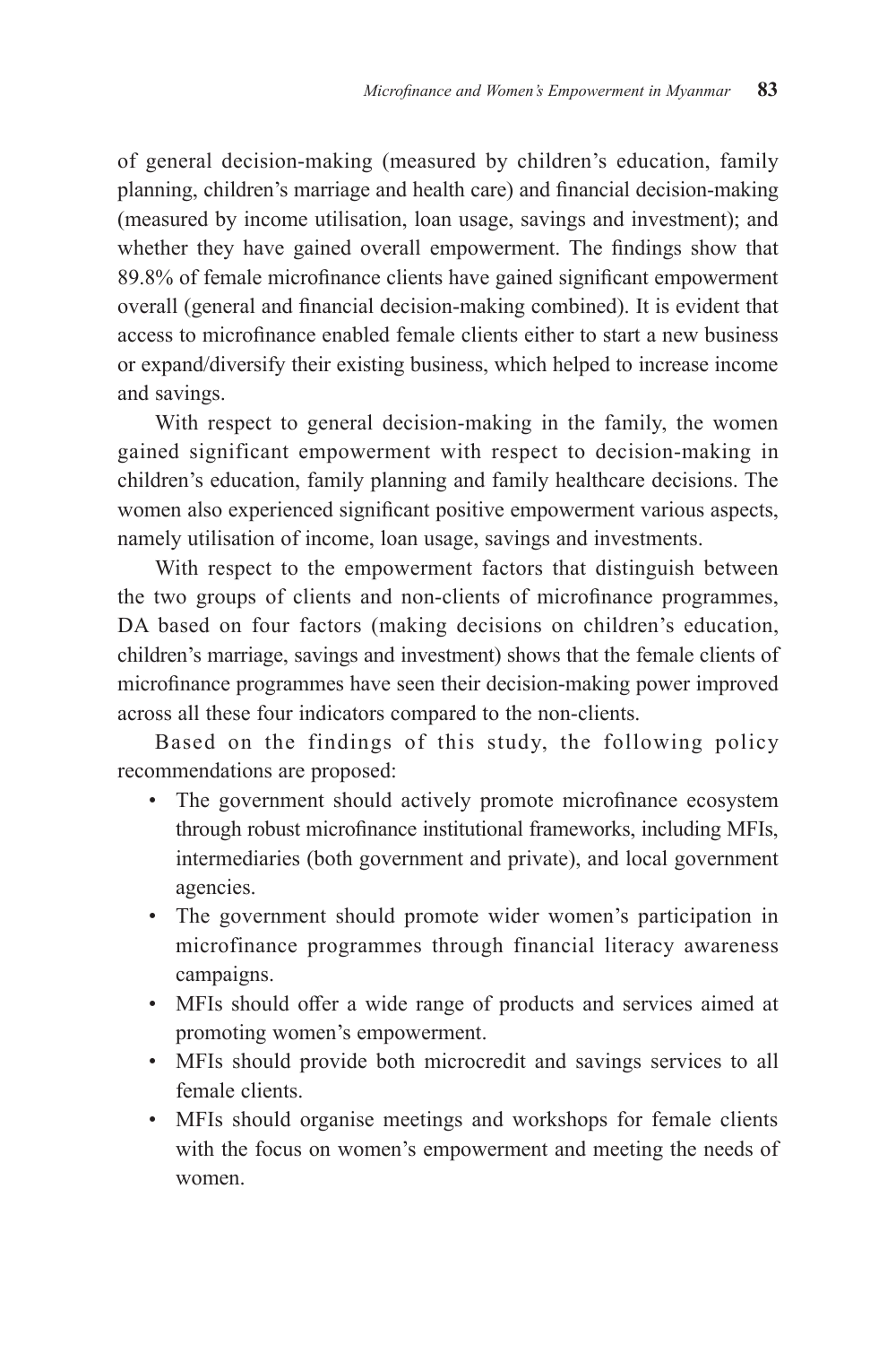of general decision-making (measured by children's education, family planning, children's marriage and health care) and financial decision-making (measured by income utilisation, loan usage, savings and investment); and whether they have gained overall empowerment. The findings show that 89.8% of female microfinance clients have gained significant empowerment overall (general and financial decision-making combined). It is evident that access to microfinance enabled female clients either to start a new business or expand/diversify their existing business, which helped to increase income and savings.

With respect to general decision-making in the family, the women gained significant empowerment with respect to decision-making in children's education, family planning and family healthcare decisions. The women also experienced significant positive empowerment various aspects, namely utilisation of income, loan usage, savings and investments.

With respect to the empowerment factors that distinguish between the two groups of clients and non-clients of microfinance programmes, DA based on four factors (making decisions on children's education, children's marriage, savings and investment) shows that the female clients of microfinance programmes have seen their decision-making power improved across all these four indicators compared to the non-clients.

Based on the findings of this study, the following policy recommendations are proposed:

- The government should actively promote microfinance ecosystem through robust microfinance institutional frameworks, including MFIs, intermediaries (both government and private), and local government agencies.
- The government should promote wider women's participation in microfinance programmes through financial literacy awareness campaigns.
- MFIs should offer a wide range of products and services aimed at promoting women's empowerment.
- MFIs should provide both microcredit and savings services to all female clients.
- MFIs should organise meetings and workshops for female clients with the focus on women's empowerment and meeting the needs of women.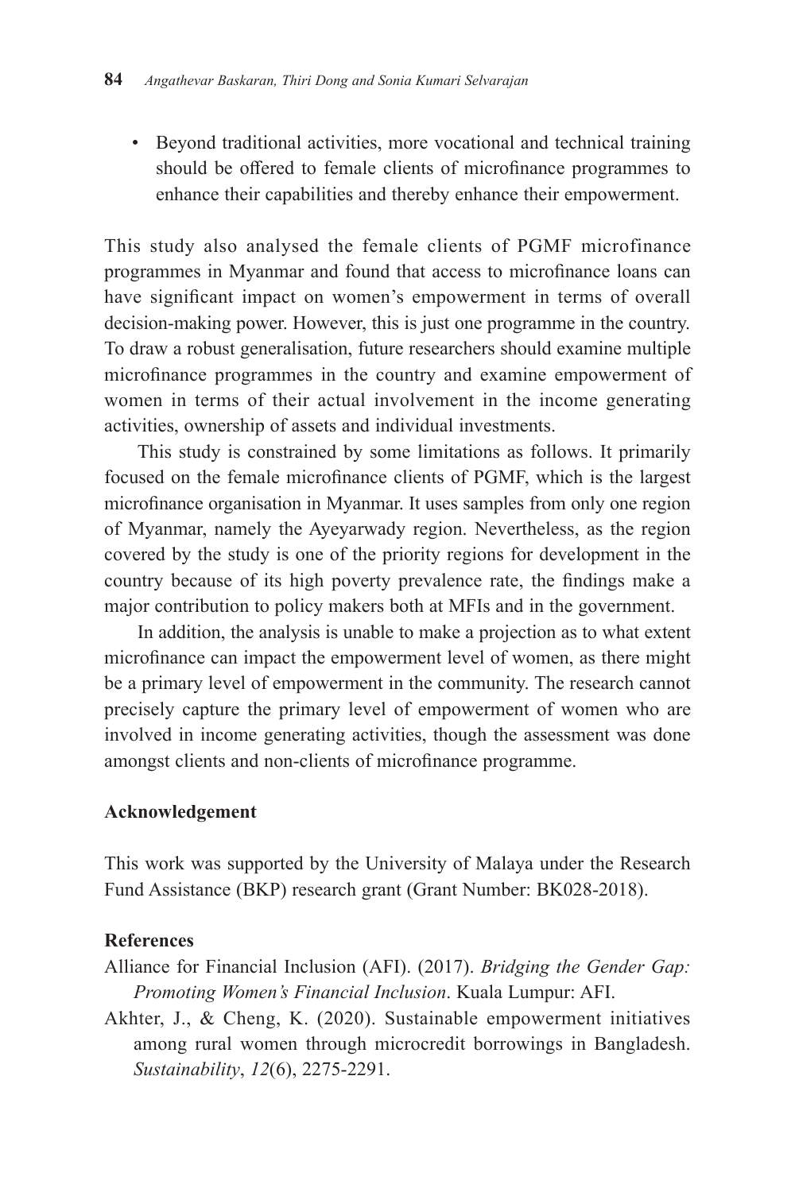- Beyond traditional activities, more vocational and technical training should be offered to female clients of microfinance programmes to enhance their capabilities and thereby enhance their empowerment.

This study also analysed the female clients of PGMF microfinance programmes in Myanmar and found that access to microfinance loans can have significant impact on women's empowerment in terms of overall decision-making power. However, this is just one programme in the country. To draw a robust generalisation, future researchers should examine multiple microfinance programmes in the country and examine empowerment of women in terms of their actual involvement in the income generating activities, ownership of assets and individual investments.

This study is constrained by some limitations as follows. It primarily focused on the female microfinance clients of PGMF, which is the largest microfinance organisation in Myanmar. It uses samples from only one region of Myanmar, namely the Ayeyarwady region. Nevertheless, as the region covered by the study is one of the priority regions for development in the country because of its high poverty prevalence rate, the findings make a major contribution to policy makers both at MFIs and in the government.

In addition, the analysis is unable to make a projection as to what extent microfinance can impact the empowerment level of women, as there might be a primary level of empowerment in the community. The research cannot precisely capture the primary level of empowerment of women who are involved in income generating activities, though the assessment was done amongst clients and non-clients of microfinance programme.

**Acknowledgement**

This work was supported by the University of Malaya under the Research Fund Assistance (BKP) research grant (Grant Number: BK028-2018).

**References**

Alliance for Financial Inclusion (AFI). (2017). *Bridging the Gender Gap: Promoting Women's Financial Inclusion*. Kuala Lumpur: AFI.

Akhter, J., & Cheng, K. (2020). Sustainable empowerment initiatives among rural women through microcredit borrowings in Bangladesh. *Sustainability*, *12*(6), 2275-2291.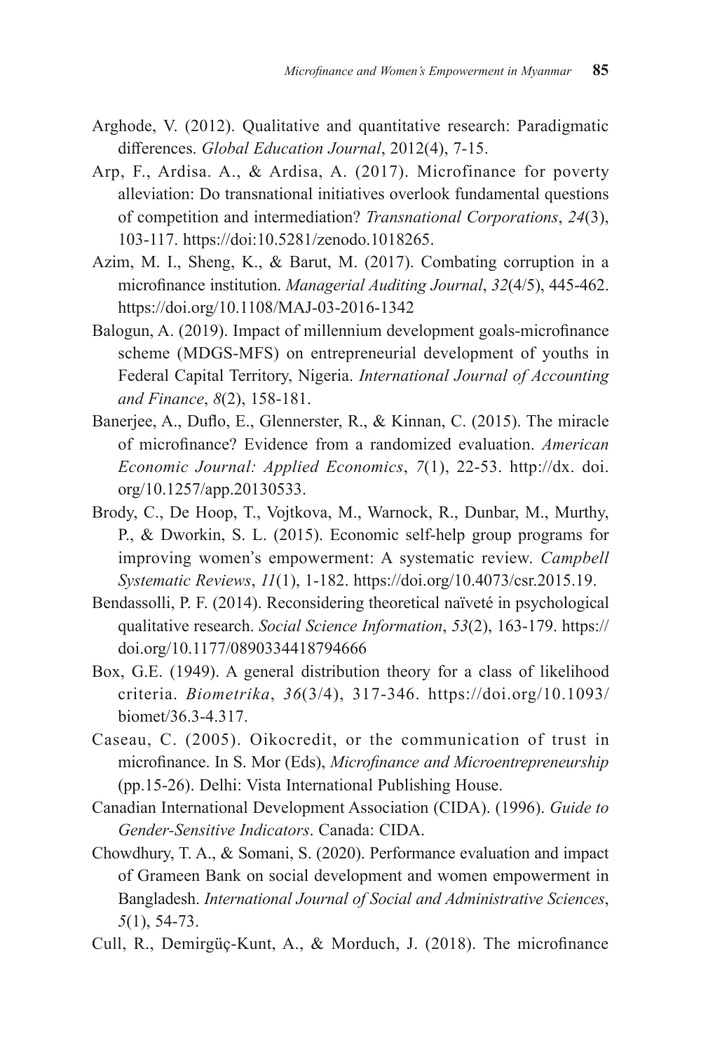Arghode, V. (2012). Qualitative and quantitative research: Paradigmatic differences. *Global Education Journal*, 2012(4), 7-15.

Arp, F., Ardisa. A., & Ardisa, A. (2017). Microfinance for poverty alleviation: Do transnational initiatives overlook fundamental questions of competition and intermediation? *Transnational Corporations*, *24*(3), 103-117. https://doi:10.5281/zenodo.1018265.

Azim, M. I., Sheng, K., & Barut, M. (2017). Combating corruption in a microfinance institution. *Managerial Auditing Journal*, *32*(4/5), 445-462. https://doi.org/10.1108/MAJ-03-2016-1342

Balogun, A. (2019). Impact of millennium development goals-microfinance scheme (MDGS-MFS) on entrepreneurial development of youths in Federal Capital Territory, Nigeria. *International Journal of Accounting and Finance*, *8*(2), 158-181.

Banerjee, A., Duflo, E., Glennerster, R., & Kinnan, C. (2015). The miracle of microfinance? Evidence from a randomized evaluation. *American Economic Journal: Applied Economics*, *7*(1), 22-53. http://dx. doi. org/10.1257/app.20130533.

Brody, C., De Hoop, T., Vojtkova, M., Warnock, R., Dunbar, M., Murthy, P., & Dworkin, S. L. (2015). Economic self-help group programs for improving women's empowerment: A systematic review. *Campbell Systematic Reviews*, *11*(1), 1-182. https://doi.org/10.4073/csr.2015.19.

Bendassolli, P. F. (2014). Reconsidering theoretical naïveté in psychological qualitative research. *Social Science Information*, *53*(2), 163-179. https://doi.org/10.1177/0890334418794666

Box, G.E. (1949). A general distribution theory for a class of likelihood criteria. *Biometrika*, *36*(3/4), 317-346. https://doi.org/10.1093/biomet/36.3-4.317.

Caseau, C. (2005). Oikocredit, or the communication of trust in microfinance. In S. Mor (Eds), *Microfinance and Microentrepreneurship* (pp.15-26). Delhi: Vista International Publishing House.

Canadian International Development Association (CIDA). (1996). *Guide to Gender-Sensitive Indicators*. Canada: CIDA.

Chowdhury, T. A., & Somani, S. (2020). Performance evaluation and impact of Grameen Bank on social development and women empowerment in Bangladesh. *International Journal of Social and Administrative Sciences*, *5*(1), 54-73.

Cull, R., Demirgüç-Kunt, A., & Morduch, J. (2018). The microfinance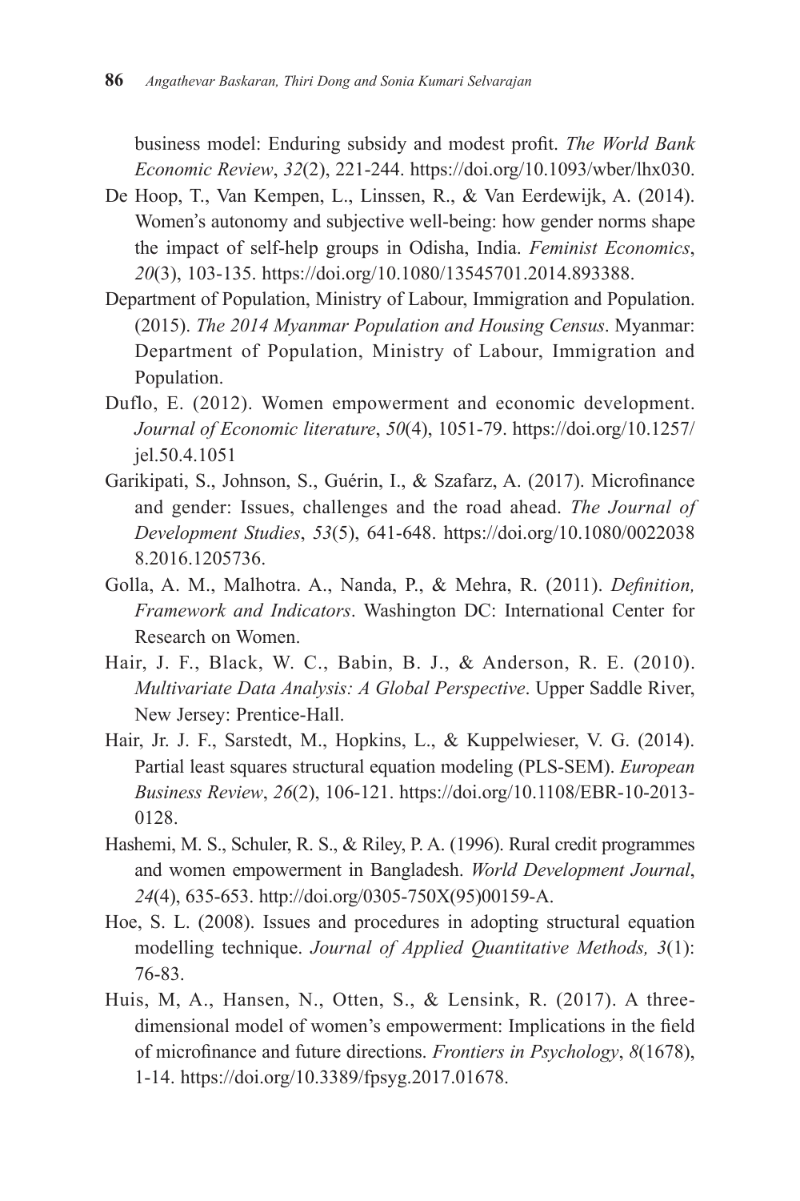business model: Enduring subsidy and modest profit. *The World Bank Economic Review*, *32*(2), 221-244. https://doi.org/10.1093/wber/lhx030.

De Hoop, T., Van Kempen, L., Linssen, R., & Van Eerdewijk, A. (2014). Women's autonomy and subjective well-being: how gender norms shape the impact of self-help groups in Odisha, India. *Feminist Economics*, *20*(3), 103-135. https://doi.org/10.1080/13545701.2014.893388.

Department of Population, Ministry of Labour, Immigration and Population. (2015). *The 2014 Myanmar Population and Housing Census*. Myanmar: Department of Population, Ministry of Labour, Immigration and Population.

Duflo, E. (2012). Women empowerment and economic development. *Journal of Economic literature*, *50*(4), 1051-79. https://doi.org/10.1257/jel.50.4.1051

Garikipati, S., Johnson, S., Guérin, I., & Szafarz, A. (2017). Microfinance and gender: Issues, challenges and the road ahead. *The Journal of Development Studies*, *53*(5), 641-648. https://doi.org/10.1080/00220388.2016.1205736.

Golla, A. M., Malhotra. A., Nanda, P., & Mehra, R. (2011). *Definition, Framework and Indicators*. Washington DC: International Center for Research on Women.

Hair, J. F., Black, W. C., Babin, B. J., & Anderson, R. E. (2010). *Multivariate Data Analysis: A Global Perspective*. Upper Saddle River, New Jersey: Prentice-Hall.

Hair, Jr. J. F., Sarstedt, M., Hopkins, L., & Kuppelwieser, V. G. (2014). Partial least squares structural equation modeling (PLS-SEM). *European Business Review*, *26*(2), 106-121. https://doi.org/10.1108/EBR-10-2013-0128.

Hashemi, M. S., Schuler, R. S., & Riley, P. A. (1996). Rural credit programmes and women empowerment in Bangladesh. *World Development Journal*, *24*(4), 635-653. http://doi.org/0305-750X(95)00159-A.

Hoe, S. L. (2008). Issues and procedures in adopting structural equation modelling technique. *Journal of Applied Quantitative Methods, 3*(1): 76-83.

Huis, M, A., Hansen, N., Otten, S., & Lensink, R. (2017). A three-dimensional model of women's empowerment: Implications in the field of microfinance and future directions. *Frontiers in Psychology*, *8*(1678), 1-14. https://doi.org/10.3389/fpsyg.2017.01678.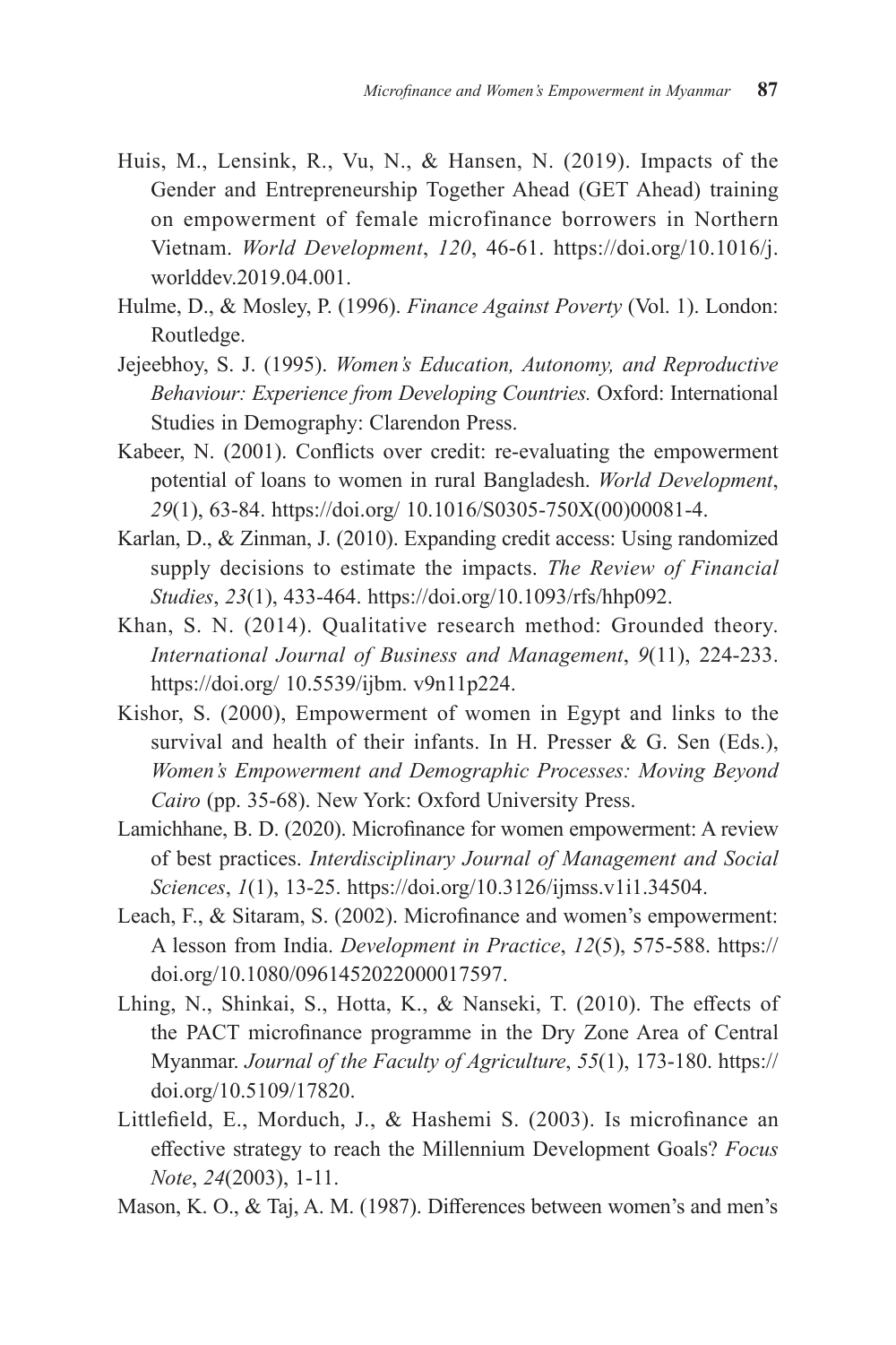Huis, M., Lensink, R., Vu, N., & Hansen, N. (2019). Impacts of the Gender and Entrepreneurship Together Ahead (GET Ahead) training on empowerment of female microfinance borrowers in Northern Vietnam. *World Development*, *120*, 46-61. https://doi.org/10.1016/j.worlddev.2019.04.001.

Hulme, D., & Mosley, P. (1996). *Finance Against Poverty* (Vol. 1). London: Routledge.

Jejeebhoy, S. J. (1995). *Women's Education, Autonomy, and Reproductive Behaviour: Experience from Developing Countries.* Oxford: International Studies in Demography: Clarendon Press.

Kabeer, N. (2001). Conflicts over credit: re-evaluating the empowerment potential of loans to women in rural Bangladesh. *World Development*, *29*(1), 63-84. https://doi.org/ 10.1016/S0305-750X(00)00081-4.

Karlan, D., & Zinman, J. (2010). Expanding credit access: Using randomized supply decisions to estimate the impacts. *The Review of Financial Studies*, *23*(1), 433-464. https://doi.org/10.1093/rfs/hhp092.

Khan, S. N. (2014). Qualitative research method: Grounded theory. *International Journal of Business and Management*, *9*(11), 224-233. https://doi.org/ 10.5539/ijbm. v9n11p224.

Kishor, S. (2000), Empowerment of women in Egypt and links to the survival and health of their infants. In H. Presser & G. Sen (Eds.), *Women's Empowerment and Demographic Processes: Moving Beyond Cairo* (pp. 35-68). New York: Oxford University Press.

Lamichhane, B. D. (2020). Microfinance for women empowerment: A review of best practices. *Interdisciplinary Journal of Management and Social Sciences*, *1*(1), 13-25. https://doi.org/10.3126/ijmss.v1i1.34504.

Leach, F., & Sitaram, S. (2002). Microfinance and women's empowerment: A lesson from India. *Development in Practice*, *12*(5), 575-588. https://doi.org/10.1080/0961452022000017597.

Lhing, N., Shinkai, S., Hotta, K., & Nanseki, T. (2010). The effects of the PACT microfinance programme in the Dry Zone Area of Central Myanmar. *Journal of the Faculty of Agriculture*, *55*(1), 173-180. https://doi.org/10.5109/17820.

Littlefield, E., Morduch, J., & Hashemi S. (2003). Is microfinance an effective strategy to reach the Millennium Development Goals? *Focus Note*, *24*(2003), 1-11.

Mason, K. O., & Taj, A. M. (1987). Differences between women's and men's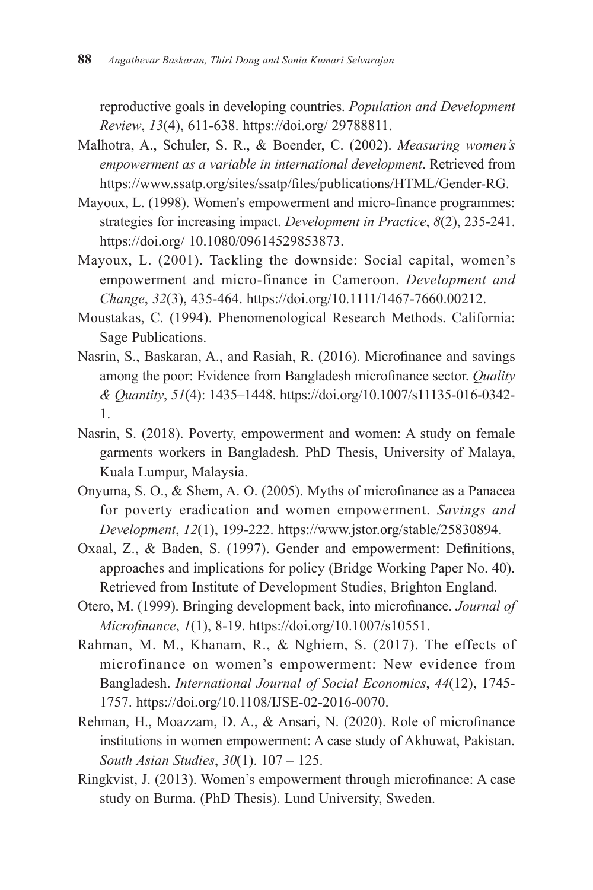reproductive goals in developing countries. *Population and Development Review*, *13*(4), 611-638. https://doi.org/ 29788811.

Malhotra, A., Schuler, S. R., & Boender, C. (2002). *Measuring women's empowerment as a variable in international development*. Retrieved from https://www.ssatp.org/sites/ssatp/files/publications/HTML/Gender-RG.

Mayoux, L. (1998). Women's empowerment and micro-finance programmes: strategies for increasing impact. *Development in Practice*, *8*(2), 235-241. https://doi.org/ 10.1080/09614529853873.

Mayoux, L. (2001). Tackling the downside: Social capital, women's empowerment and micro-finance in Cameroon. *Development and Change*, *32*(3), 435-464. https://doi.org/10.1111/1467-7660.00212.

Moustakas, C. (1994). Phenomenological Research Methods. California: Sage Publications.

Nasrin, S., Baskaran, A., and Rasiah, R. (2016). Microfinance and savings among the poor: Evidence from Bangladesh microfinance sector. *Quality & Quantity*, *51*(4): 1435–1448. https://doi.org/10.1007/s11135-016-0342-1.

Nasrin, S. (2018). Poverty, empowerment and women: A study on female garments workers in Bangladesh. PhD Thesis, University of Malaya, Kuala Lumpur, Malaysia.

Onyuma, S. O., & Shem, A. O. (2005). Myths of microfinance as a Panacea for poverty eradication and women empowerment. *Savings and Development*, *12*(1), 199-222. https://www.jstor.org/stable/25830894.

Oxaal, Z., & Baden, S. (1997). Gender and empowerment: Definitions, approaches and implications for policy (Bridge Working Paper No. 40). Retrieved from Institute of Development Studies, Brighton England.

Otero, M. (1999). Bringing development back, into microfinance. *Journal of Microfinance*, *1*(1), 8-19. https://doi.org/10.1007/s10551.

Rahman, M. M., Khanam, R., & Nghiem, S. (2017). The effects of microfinance on women's empowerment: New evidence from Bangladesh. *International Journal of Social Economics*, *44*(12), 1745-1757. https://doi.org/10.1108/IJSE-02-2016-0070.

Rehman, H., Moazzam, D. A., & Ansari, N. (2020). Role of microfinance institutions in women empowerment: A case study of Akhuwat, Pakistan. *South Asian Studies*, *30*(1). 107 – 125.

Ringkvist, J. (2013). Women's empowerment through microfinance: A case study on Burma. (PhD Thesis). Lund University, Sweden.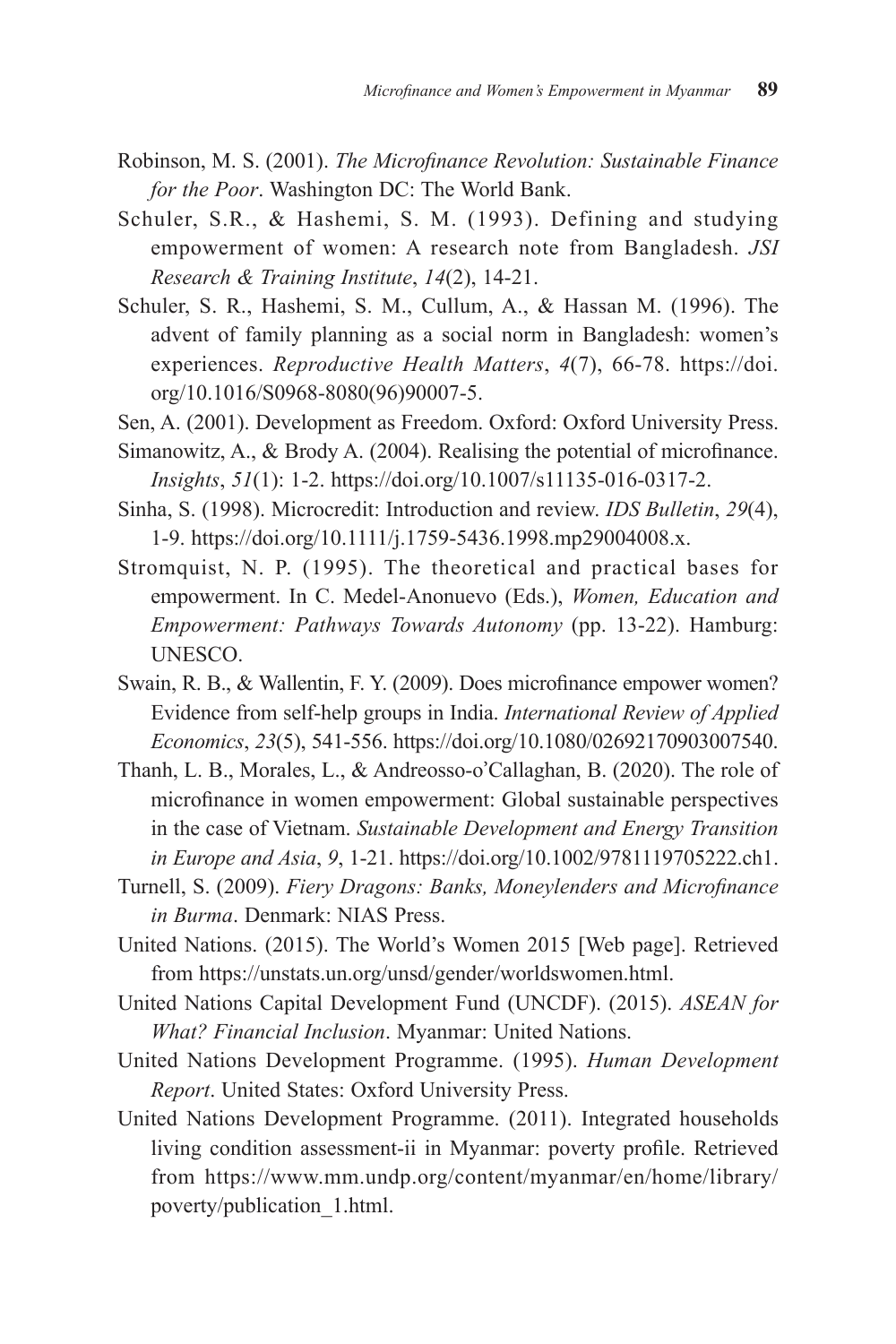Robinson, M. S. (2001). *The Microfinance Revolution: Sustainable Finance for the Poor*. Washington DC: The World Bank.

Schuler, S.R., & Hashemi, S. M. (1993). Defining and studying empowerment of women: A research note from Bangladesh. *JSI Research & Training Institute*, *14*(2), 14-21.

Schuler, S. R., Hashemi, S. M., Cullum, A., & Hassan M. (1996). The advent of family planning as a social norm in Bangladesh: women's experiences. *Reproductive Health Matters*, *4*(7), 66-78. https://doi.org/10.1016/S0968-8080(96)90007-5.

Sen, A. (2001). Development as Freedom. Oxford: Oxford University Press.

Simanowitz, A., & Brody A. (2004). Realising the potential of microfinance. *Insights*, *51*(1): 1-2. https://doi.org/10.1007/s11135-016-0317-2.

Sinha, S. (1998). Microcredit: Introduction and review. *IDS Bulletin*, *29*(4), 1-9. https://doi.org/10.1111/j.1759-5436.1998.mp29004008.x.

Stromquist, N. P. (1995). The theoretical and practical bases for empowerment. In C. Medel-Anonuevo (Eds.), *Women, Education and Empowerment: Pathways Towards Autonomy* (pp. 13-22). Hamburg: UNESCO.

Swain, R. B., & Wallentin, F. Y. (2009). Does microfinance empower women? Evidence from self-help groups in India. *International Review of Applied Economics*, *23*(5), 541-556. https://doi.org/10.1080/02692170903007540.

Thanh, L. B., Morales, L., & Andreosso-o'Callaghan, B. (2020). The role of microfinance in women empowerment: Global sustainable perspectives in the case of Vietnam. *Sustainable Development and Energy Transition in Europe and Asia*, *9*, 1-21. https://doi.org/10.1002/9781119705222.ch1.

Turnell, S. (2009). *Fiery Dragons: Banks, Moneylenders and Microfinance in Burma*. Denmark: NIAS Press.

United Nations. (2015). The World's Women 2015 [Web page]. Retrieved from https://unstats.un.org/unsd/gender/worldswomen.html.

United Nations Capital Development Fund (UNCDF). (2015). *ASEAN for What? Financial Inclusion*. Myanmar: United Nations.

United Nations Development Programme. (1995). *Human Development Report*. United States: Oxford University Press.

United Nations Development Programme. (2011). Integrated households living condition assessment-ii in Myanmar: poverty profile. Retrieved from https://www.mm.undp.org/content/myanmar/en/home/library/poverty/publication_1.html.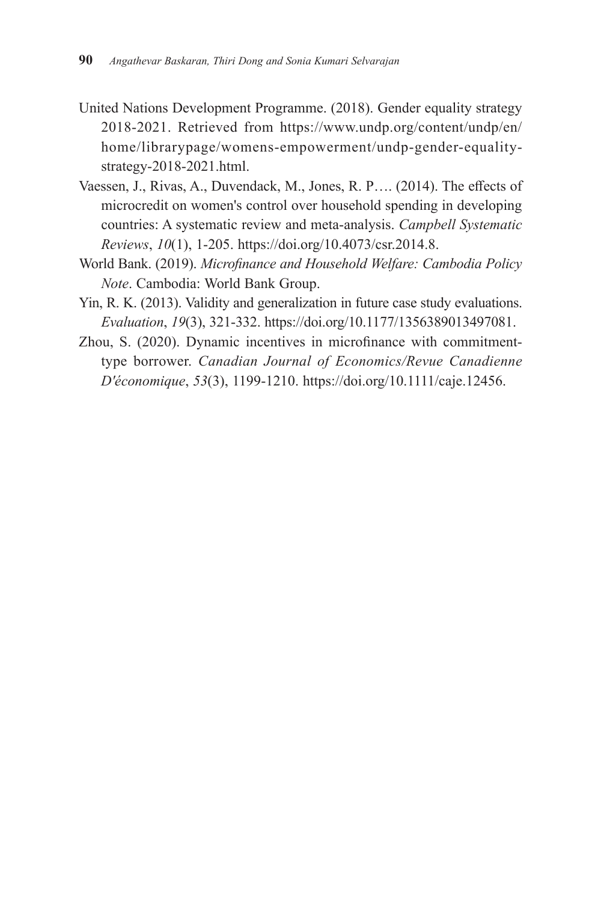United Nations Development Programme. (2018). Gender equality strategy 2018-2021. Retrieved from https://www.undp.org/content/undp/en/home/librarypage/womens-empowerment/undp-gender-equality-strategy-2018-2021.html.

Vaessen, J., Rivas, A., Duvendack, M., Jones, R. P…. (2014). The effects of microcredit on women's control over household spending in developing countries: A systematic review and meta-analysis. *Campbell Systematic Reviews*, *10*(1), 1-205. https://doi.org/10.4073/csr.2014.8.

World Bank. (2019). *Microfinance and Household Welfare: Cambodia Policy Note*. Cambodia: World Bank Group.

Yin, R. K. (2013). Validity and generalization in future case study evaluations. *Evaluation*, *19*(3), 321-332. https://doi.org/10.1177/1356389013497081.

Zhou, S. (2020). Dynamic incentives in microfinance with commitment-type borrower. *Canadian Journal of Economics/Revue Canadienne D'économique*, *53*(3), 1199-1210. https://doi.org/10.1111/caje.12456.